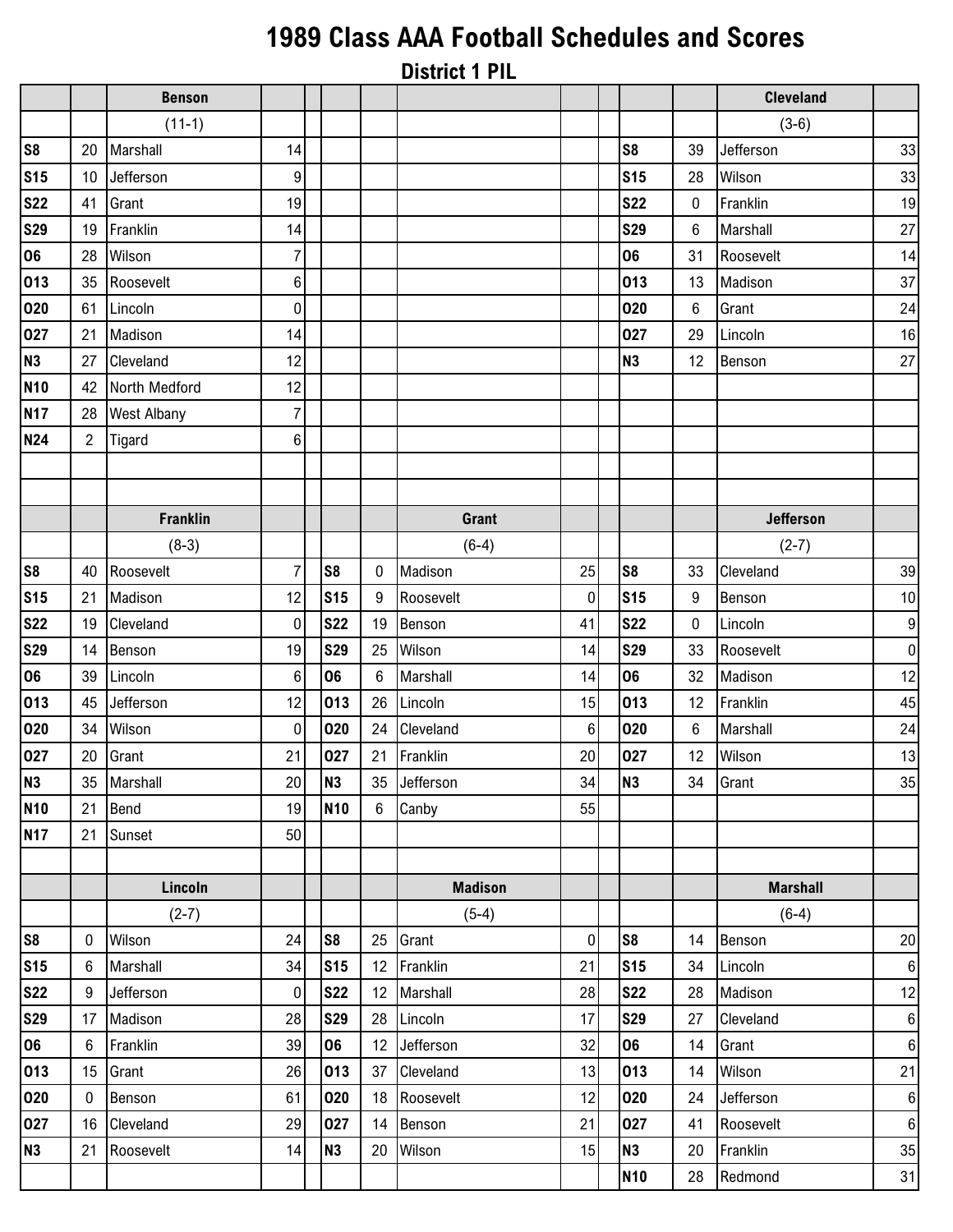# 1989 Class AAA Football Schedules and Scores

## District 1 PIL

### Benson (11-1)

| Date | Score | Opponent | Opp |
|---|---|---|---|
| S8 | 20 | Marshall | 14 |
| S15 | 10 | Jefferson | 9 |
| S22 | 41 | Grant | 19 |
| S29 | 19 | Franklin | 14 |
| O6 | 28 | Wilson | 7 |
| O13 | 35 | Roosevelt | 6 |
| O20 | 61 | Lincoln | 0 |
| O27 | 21 | Madison | 14 |
| N3 | 27 | Cleveland | 12 |
| N10 | 42 | North Medford | 12 |
| N17 | 28 | West Albany | 7 |
| N24 | 2 | Tigard | 6 |

### Cleveland (3-6)

| Date | Score | Opponent | Opp |
|---|---|---|---|
| S8 | 39 | Jefferson | 33 |
| S15 | 28 | Wilson | 33 |
| S22 | 0 | Franklin | 19 |
| S29 | 6 | Marshall | 27 |
| O6 | 31 | Roosevelt | 14 |
| O13 | 13 | Madison | 37 |
| O20 | 6 | Grant | 24 |
| O27 | 29 | Lincoln | 16 |
| N3 | 12 | Benson | 27 |

### Franklin (8-3)

| Date | Score | Opponent | Opp |
|---|---|---|---|
| S8 | 40 | Roosevelt | 7 |
| S15 | 21 | Madison | 12 |
| S22 | 19 | Cleveland | 0 |
| S29 | 14 | Benson | 19 |
| O6 | 39 | Lincoln | 6 |
| O13 | 45 | Jefferson | 12 |
| O20 | 34 | Wilson | 0 |
| O27 | 20 | Grant | 21 |
| N3 | 35 | Marshall | 20 |
| N10 | 21 | Bend | 19 |
| N17 | 21 | Sunset | 50 |

### Grant (6-4)

| Date | Score | Opponent | Opp |
|---|---|---|---|
| S8 | 0 | Madison | 25 |
| S15 | 9 | Roosevelt | 0 |
| S22 | 19 | Benson | 41 |
| S29 | 25 | Wilson | 14 |
| O6 | 6 | Marshall | 14 |
| O13 | 26 | Lincoln | 15 |
| O20 | 24 | Cleveland | 6 |
| O27 | 21 | Franklin | 20 |
| N3 | 35 | Jefferson | 34 |
| N10 | 6 | Canby | 55 |

### Jefferson (2-7)

| Date | Score | Opponent | Opp |
|---|---|---|---|
| S8 | 33 | Cleveland | 39 |
| S15 | 9 | Benson | 10 |
| S22 | 0 | Lincoln | 9 |
| S29 | 33 | Roosevelt | 0 |
| O6 | 32 | Madison | 12 |
| O13 | 12 | Franklin | 45 |
| O20 | 6 | Marshall | 24 |
| O27 | 12 | Wilson | 13 |
| N3 | 34 | Grant | 35 |

### Lincoln (2-7)

| Date | Score | Opponent | Opp |
|---|---|---|---|
| S8 | 0 | Wilson | 24 |
| S15 | 6 | Marshall | 34 |
| S22 | 9 | Jefferson | 0 |
| S29 | 17 | Madison | 28 |
| O6 | 6 | Franklin | 39 |
| O13 | 15 | Grant | 26 |
| O20 | 0 | Benson | 61 |
| O27 | 16 | Cleveland | 29 |
| N3 | 21 | Roosevelt | 14 |

### Madison (5-4)

| Date | Score | Opponent | Opp |
|---|---|---|---|
| S8 | 25 | Grant | 0 |
| S15 | 12 | Franklin | 21 |
| S22 | 12 | Marshall | 28 |
| S29 | 28 | Lincoln | 17 |
| O6 | 12 | Jefferson | 32 |
| O13 | 37 | Cleveland | 13 |
| O20 | 18 | Roosevelt | 12 |
| O27 | 14 | Benson | 21 |
| N3 | 20 | Wilson | 15 |

### Marshall (6-4)

| Date | Score | Opponent | Opp |
|---|---|---|---|
| S8 | 14 | Benson | 20 |
| S15 | 34 | Lincoln | 6 |
| S22 | 28 | Madison | 12 |
| S29 | 27 | Cleveland | 6 |
| O6 | 14 | Grant | 6 |
| O13 | 14 | Wilson | 21 |
| O20 | 24 | Jefferson | 6 |
| O27 | 41 | Roosevelt | 6 |
| N3 | 20 | Franklin | 35 |
| N10 | 28 | Redmond | 31 |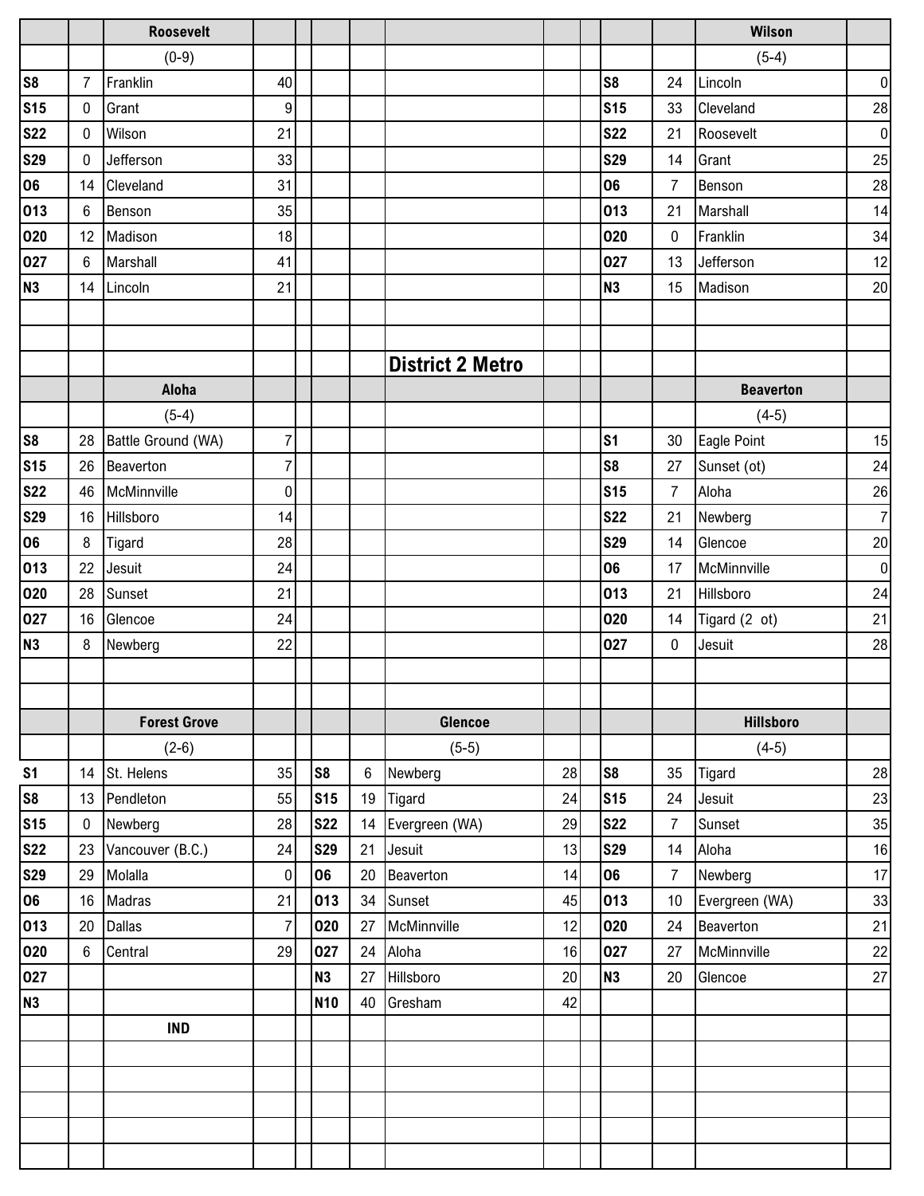## District 2 Metro

### Roosevelt (0-9)

| Date | Score | Opponent | Opp |
|---|---|---|---|
| S8 | 7 | Franklin | 40 |
| S15 | 0 | Grant | 9 |
| S22 | 0 | Wilson | 21 |
| S29 | 0 | Jefferson | 33 |
| O6 | 14 | Cleveland | 31 |
| O13 | 6 | Benson | 35 |
| O20 | 12 | Madison | 18 |
| O27 | 6 | Marshall | 41 |
| N3 | 14 | Lincoln | 21 |

### Wilson (5-4)

| Date | Score | Opponent | Opp |
|---|---|---|---|
| S8 | 24 | Lincoln | 0 |
| S15 | 33 | Cleveland | 28 |
| S22 | 21 | Roosevelt | 0 |
| S29 | 14 | Grant | 25 |
| O6 | 7 | Benson | 28 |
| O13 | 21 | Marshall | 14 |
| O20 | 0 | Franklin | 34 |
| O27 | 13 | Jefferson | 12 |
| N3 | 15 | Madison | 20 |

### Aloha (5-4)

| Date | Score | Opponent | Opp |
|---|---|---|---|
| S8 | 28 | Battle Ground (WA) | 7 |
| S15 | 26 | Beaverton | 7 |
| S22 | 46 | McMinnville | 0 |
| S29 | 16 | Hillsboro | 14 |
| O6 | 8 | Tigard | 28 |
| O13 | 22 | Jesuit | 24 |
| O20 | 28 | Sunset | 21 |
| O27 | 16 | Glencoe | 24 |
| N3 | 8 | Newberg | 22 |

### Beaverton (4-5)

| Date | Score | Opponent | Opp |
|---|---|---|---|
| S1 | 30 | Eagle Point | 15 |
| S8 | 27 | Sunset (ot) | 24 |
| S15 | 7 | Aloha | 26 |
| S22 | 21 | Newberg | 7 |
| S29 | 14 | Glencoe | 20 |
| O6 | 17 | McMinnville | 0 |
| O13 | 21 | Hillsboro | 24 |
| O20 | 14 | Tigard (2 ot) | 21 |
| O27 | 0 | Jesuit | 28 |

### Forest Grove (2-6)

| Date | Score | Opponent | Opp |
|---|---|---|---|
| S1 | 14 | St. Helens | 35 |
| S8 | 13 | Pendleton | 55 |
| S15 | 0 | Newberg | 28 |
| S22 | 23 | Vancouver (B.C.) | 24 |
| S29 | 29 | Molalla | 0 |
| O6 | 16 | Madras | 21 |
| O13 | 20 | Dallas | 7 |
| O20 | 6 | Central | 29 |
| O27 | | | |
| N3 | | | |
| | | IND | |

### Glencoe (5-5)

| Date | Score | Opponent | Opp |
|---|---|---|---|
| S8 | 6 | Newberg | 28 |
| S15 | 19 | Tigard | 24 |
| S22 | 14 | Evergreen (WA) | 29 |
| S29 | 21 | Jesuit | 13 |
| O6 | 20 | Beaverton | 14 |
| O13 | 34 | Sunset | 45 |
| O20 | 27 | McMinnville | 12 |
| O27 | 24 | Aloha | 16 |
| N3 | 27 | Hillsboro | 20 |
| N10 | 40 | Gresham | 42 |

### Hillsboro (4-5)

| Date | Score | Opponent | Opp |
|---|---|---|---|
| S8 | 35 | Tigard | 28 |
| S15 | 24 | Jesuit | 23 |
| S22 | 7 | Sunset | 35 |
| S29 | 14 | Aloha | 16 |
| O6 | 7 | Newberg | 17 |
| O13 | 10 | Evergreen (WA) | 33 |
| O20 | 24 | Beaverton | 21 |
| O27 | 27 | McMinnville | 22 |
| N3 | 20 | Glencoe | 27 |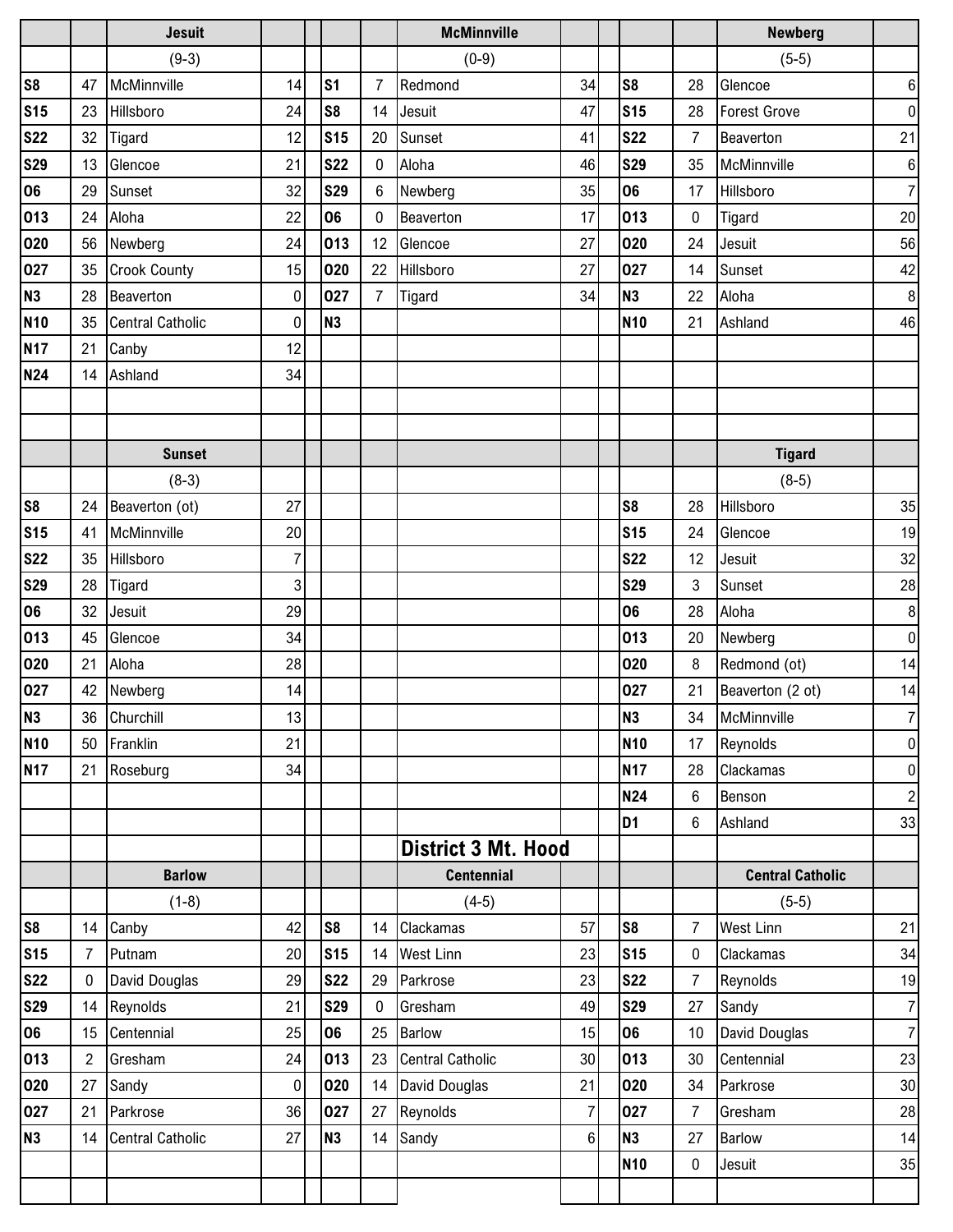| | | Jesuit | | | | | McMinnville | | | | | Newberg | |
|---|---|---|---|---|---|---|---|---|---|---|---|---|---|
| | | (9-3) | | | | | (0-9) | | | | | (5-5) | |
| S8 | 47 | McMinnville | 14 | | S1 | 7 | Redmond | 34 | | S8 | 28 | Glencoe | 6 |
| S15 | 23 | Hillsboro | 24 | | S8 | 14 | Jesuit | 47 | | S15 | 28 | Forest Grove | 0 |
| S22 | 32 | Tigard | 12 | | S15 | 20 | Sunset | 41 | | S22 | 7 | Beaverton | 21 |
| S29 | 13 | Glencoe | 21 | | S22 | 0 | Aloha | 46 | | S29 | 35 | McMinnville | 6 |
| O6 | 29 | Sunset | 32 | | S29 | 6 | Newberg | 35 | | O6 | 17 | Hillsboro | 7 |
| O13 | 24 | Aloha | 22 | | O6 | 0 | Beaverton | 17 | | O13 | 0 | Tigard | 20 |
| O20 | 56 | Newberg | 24 | | O13 | 12 | Glencoe | 27 | | O20 | 24 | Jesuit | 56 |
| O27 | 35 | Crook County | 15 | | O20 | 22 | Hillsboro | 27 | | O27 | 14 | Sunset | 42 |
| N3 | 28 | Beaverton | 0 | | O27 | 7 | Tigard | 34 | | N3 | 22 | Aloha | 8 |
| N10 | 35 | Central Catholic | 0 | | N3 | | | | | N10 | 21 | Ashland | 46 |
| N17 | 21 | Canby | 12 | | | | | | | | | | |
| N24 | 14 | Ashland | 34 | | | | | | | | | | |

| | | Sunset | | | | | | | | | | Tigard | |
|---|---|---|---|---|---|---|---|---|---|---|---|---|---|
| | | (8-3) | | | | | | | | | | (8-5) | |
| S8 | 24 | Beaverton (ot) | 27 | | | | | | | S8 | 28 | Hillsboro | 35 |
| S15 | 41 | McMinnville | 20 | | | | | | | S15 | 24 | Glencoe | 19 |
| S22 | 35 | Hillsboro | 7 | | | | | | | S22 | 12 | Jesuit | 32 |
| S29 | 28 | Tigard | 3 | | | | | | | S29 | 3 | Sunset | 28 |
| O6 | 32 | Jesuit | 29 | | | | | | | O6 | 28 | Aloha | 8 |
| O13 | 45 | Glencoe | 34 | | | | | | | O13 | 20 | Newberg | 0 |
| O20 | 21 | Aloha | 28 | | | | | | | O20 | 8 | Redmond (ot) | 14 |
| O27 | 42 | Newberg | 14 | | | | | | | O27 | 21 | Beaverton (2 ot) | 14 |
| N3 | 36 | Churchill | 13 | | | | | | | N3 | 34 | McMinnville | 7 |
| N10 | 50 | Franklin | 21 | | | | | | | N10 | 17 | Reynolds | 0 |
| N17 | 21 | Roseburg | 34 | | | | | | | N17 | 28 | Clackamas | 0 |
| | | | | | | | | | | N24 | 6 | Benson | 2 |
| | | | | | | | | | | D1 | 6 | Ashland | 33 |

## District 3 Mt. Hood

| | | Barlow | | | | | Centennial | | | | | Central Catholic | |
|---|---|---|---|---|---|---|---|---|---|---|---|---|---|
| | | (1-8) | | | | | (4-5) | | | | | (5-5) | |
| S8 | 14 | Canby | 42 | | S8 | 14 | Clackamas | 57 | | S8 | 7 | West Linn | 21 |
| S15 | 7 | Putnam | 20 | | S15 | 14 | West Linn | 23 | | S15 | 0 | Clackamas | 34 |
| S22 | 0 | David Douglas | 29 | | S22 | 29 | Parkrose | 23 | | S22 | 7 | Reynolds | 19 |
| S29 | 14 | Reynolds | 21 | | S29 | 0 | Gresham | 49 | | S29 | 27 | Sandy | 7 |
| O6 | 15 | Centennial | 25 | | O6 | 25 | Barlow | 15 | | O6 | 10 | David Douglas | 7 |
| O13 | 2 | Gresham | 24 | | O13 | 23 | Central Catholic | 30 | | O13 | 30 | Centennial | 23 |
| O20 | 27 | Sandy | 0 | | O20 | 14 | David Douglas | 21 | | O20 | 34 | Parkrose | 30 |
| O27 | 21 | Parkrose | 36 | | O27 | 27 | Reynolds | 7 | | O27 | 7 | Gresham | 28 |
| N3 | 14 | Central Catholic | 27 | | N3 | 14 | Sandy | 6 | | N3 | 27 | Barlow | 14 |
| | | | | | | | | | | N10 | 0 | Jesuit | 35 |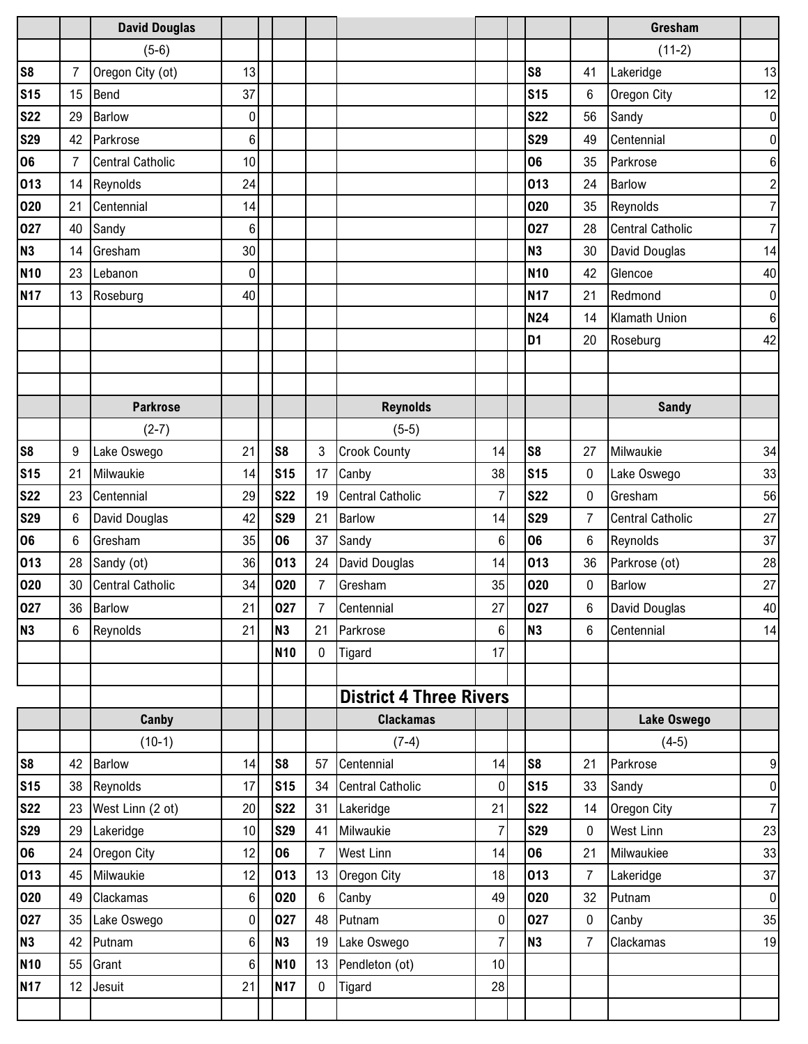### David Douglas

(5-6)

| Date | Score | Opponent | Opp Score |
|---|---|---|---|
| S8 | 7 | Oregon City (ot) | 13 |
| S15 | 15 | Bend | 37 |
| S22 | 29 | Barlow | 0 |
| S29 | 42 | Parkrose | 6 |
| O6 | 7 | Central Catholic | 10 |
| O13 | 14 | Reynolds | 24 |
| O20 | 21 | Centennial | 14 |
| O27 | 40 | Sandy | 6 |
| N3 | 14 | Gresham | 30 |
| N10 | 23 | Lebanon | 0 |
| N17 | 13 | Roseburg | 40 |

### Gresham

(11-2)

| Date | Score | Opponent | Opp Score |
|---|---|---|---|
| S8 | 41 | Lakeridge | 13 |
| S15 | 6 | Oregon City | 12 |
| S22 | 56 | Sandy | 0 |
| S29 | 49 | Centennial | 0 |
| O6 | 35 | Parkrose | 6 |
| O13 | 24 | Barlow | 2 |
| O20 | 35 | Reynolds | 7 |
| O27 | 28 | Central Catholic | 7 |
| N3 | 30 | David Douglas | 14 |
| N10 | 42 | Glencoe | 40 |
| N17 | 21 | Redmond | 0 |
| N24 | 14 | Klamath Union | 6 |
| D1 | 20 | Roseburg | 42 |

### Parkrose

(2-7)

| Date | Score | Opponent | Opp Score |
|---|---|---|---|
| S8 | 9 | Lake Oswego | 21 |
| S15 | 21 | Milwaukie | 14 |
| S22 | 23 | Centennial | 29 |
| S29 | 6 | David Douglas | 42 |
| O6 | 6 | Gresham | 35 |
| O13 | 28 | Sandy (ot) | 36 |
| O20 | 30 | Central Catholic | 34 |
| O27 | 36 | Barlow | 21 |
| N3 | 6 | Reynolds | 21 |

### Reynolds

(5-5)

| Date | Score | Opponent | Opp Score |
|---|---|---|---|
| S8 | 3 | Crook County | 14 |
| S15 | 17 | Canby | 38 |
| S22 | 19 | Central Catholic | 7 |
| S29 | 21 | Barlow | 14 |
| O6 | 37 | Sandy | 6 |
| O13 | 24 | David Douglas | 14 |
| O20 | 7 | Gresham | 35 |
| O27 | 7 | Centennial | 27 |
| N3 | 21 | Parkrose | 6 |
| N10 | 0 | Tigard | 17 |

### Sandy

| Date | Score | Opponent | Opp Score |
|---|---|---|---|
| S8 | 27 | Milwaukie | 34 |
| S15 | 0 | Lake Oswego | 33 |
| S22 | 0 | Gresham | 56 |
| S29 | 7 | Central Catholic | 27 |
| O6 | 6 | Reynolds | 37 |
| O13 | 36 | Parkrose (ot) | 28 |
| O20 | 0 | Barlow | 27 |
| O27 | 6 | David Douglas | 40 |
| N3 | 6 | Centennial | 14 |

## District 4 Three Rivers

### Canby

(10-1)

| Date | Score | Opponent | Opp Score |
|---|---|---|---|
| S8 | 42 | Barlow | 14 |
| S15 | 38 | Reynolds | 17 |
| S22 | 23 | West Linn (2 ot) | 20 |
| S29 | 29 | Lakeridge | 10 |
| O6 | 24 | Oregon City | 12 |
| O13 | 45 | Milwaukie | 12 |
| O20 | 49 | Clackamas | 6 |
| O27 | 35 | Lake Oswego | 0 |
| N3 | 42 | Putnam | 6 |
| N10 | 55 | Grant | 6 |
| N17 | 12 | Jesuit | 21 |

### Clackamas

(7-4)

| Date | Score | Opponent | Opp Score |
|---|---|---|---|
| S8 | 57 | Centennial | 14 |
| S15 | 34 | Central Catholic | 0 |
| S22 | 31 | Lakeridge | 21 |
| S29 | 41 | Milwaukie | 7 |
| O6 | 7 | West Linn | 14 |
| O13 | 13 | Oregon City | 18 |
| O20 | 6 | Canby | 49 |
| O27 | 48 | Putnam | 0 |
| N3 | 19 | Lake Oswego | 7 |
| N10 | 13 | Pendleton (ot) | 10 |
| N17 | 0 | Tigard | 28 |

### Lake Oswego

(4-5)

| Date | Score | Opponent | Opp Score |
|---|---|---|---|
| S8 | 21 | Parkrose | 9 |
| S15 | 33 | Sandy | 0 |
| S22 | 14 | Oregon City | 7 |
| S29 | 0 | West Linn | 23 |
| O6 | 21 | Milwaukiee | 33 |
| O13 | 7 | Lakeridge | 37 |
| O20 | 32 | Putnam | 0 |
| O27 | 0 | Canby | 35 |
| N3 | 7 | Clackamas | 19 |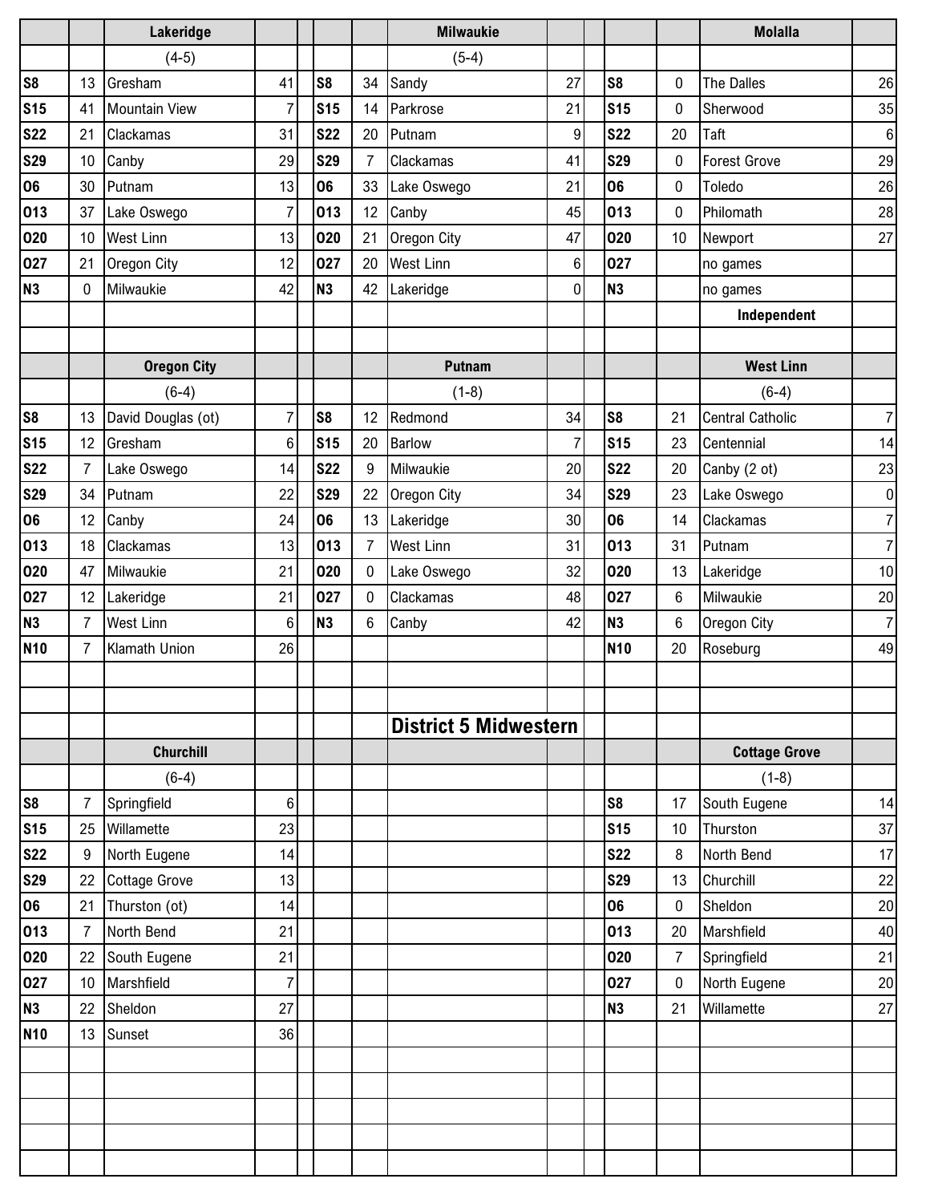| | | Lakeridge | | | | Milwaukie | | | | Molalla | |
|---|---|---|---|---|---|---|---|---|---|---|---|
| | | (4-5) | | | | (5-4) | | | | | |
| S8 | 13 | Gresham | 41 | S8 | 34 | Sandy | 27 | S8 | 0 | The Dalles | 26 |
| S15 | 41 | Mountain View | 7 | S15 | 14 | Parkrose | 21 | S15 | 0 | Sherwood | 35 |
| S22 | 21 | Clackamas | 31 | S22 | 20 | Putnam | 9 | S22 | 20 | Taft | 6 |
| S29 | 10 | Canby | 29 | S29 | 7 | Clackamas | 41 | S29 | 0 | Forest Grove | 29 |
| O6 | 30 | Putnam | 13 | O6 | 33 | Lake Oswego | 21 | O6 | 0 | Toledo | 26 |
| O13 | 37 | Lake Oswego | 7 | O13 | 12 | Canby | 45 | O13 | 0 | Philomath | 28 |
| O20 | 10 | West Linn | 13 | O20 | 21 | Oregon City | 47 | O20 | 10 | Newport | 27 |
| O27 | 21 | Oregon City | 12 | O27 | 20 | West Linn | 6 | O27 | | no games | |
| N3 | 0 | Milwaukie | 42 | N3 | 42 | Lakeridge | 0 | N3 | | no games | |
| | | | | | | | | | | Independent | |

| | | Oregon City | | | | Putnam | | | | West Linn | |
|---|---|---|---|---|---|---|---|---|---|---|---|
| | | (6-4) | | | | (1-8) | | | | (6-4) | |
| S8 | 13 | David Douglas (ot) | 7 | S8 | 12 | Redmond | 34 | S8 | 21 | Central Catholic | 7 |
| S15 | 12 | Gresham | 6 | S15 | 20 | Barlow | 7 | S15 | 23 | Centennial | 14 |
| S22 | 7 | Lake Oswego | 14 | S22 | 9 | Milwaukie | 20 | S22 | 20 | Canby (2 ot) | 23 |
| S29 | 34 | Putnam | 22 | S29 | 22 | Oregon City | 34 | S29 | 23 | Lake Oswego | 0 |
| O6 | 12 | Canby | 24 | O6 | 13 | Lakeridge | 30 | O6 | 14 | Clackamas | 7 |
| O13 | 18 | Clackamas | 13 | O13 | 7 | West Linn | 31 | O13 | 31 | Putnam | 7 |
| O20 | 47 | Milwaukie | 21 | O20 | 0 | Lake Oswego | 32 | O20 | 13 | Lakeridge | 10 |
| O27 | 12 | Lakeridge | 21 | O27 | 0 | Clackamas | 48 | O27 | 6 | Milwaukie | 20 |
| N3 | 7 | West Linn | 6 | N3 | 6 | Canby | 42 | N3 | 6 | Oregon City | 7 |
| N10 | 7 | Klamath Union | 26 | | | | | N10 | 20 | Roseburg | 49 |

## District 5 Midwestern

| | | Churchill | | | | Cottage Grove | |
|---|---|---|---|---|---|---|---|
| | | (6-4) | | | | (1-8) | |
| S8 | 7 | Springfield | 6 | S8 | 17 | South Eugene | 14 |
| S15 | 25 | Willamette | 23 | S15 | 10 | Thurston | 37 |
| S22 | 9 | North Eugene | 14 | S22 | 8 | North Bend | 17 |
| S29 | 22 | Cottage Grove | 13 | S29 | 13 | Churchill | 22 |
| O6 | 21 | Thurston (ot) | 14 | O6 | 0 | Sheldon | 20 |
| O13 | 7 | North Bend | 21 | O13 | 20 | Marshfield | 40 |
| O20 | 22 | South Eugene | 21 | O20 | 7 | Springfield | 21 |
| O27 | 10 | Marshfield | 7 | O27 | 0 | North Eugene | 20 |
| N3 | 22 | Sheldon | 27 | N3 | 21 | Willamette | 27 |
| N10 | 13 | Sunset | 36 | | | | |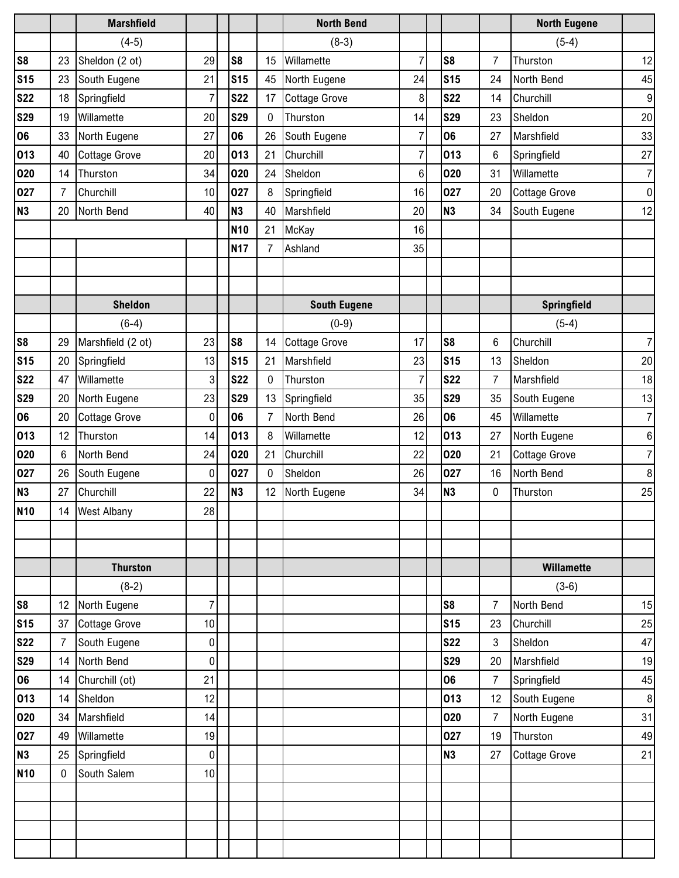### Marshfield

(4-5)

| Date | Score | Opponent | Opp Score |
|---|---|---|---|
| S8 | 23 | Sheldon (2 ot) | 29 |
| S15 | 23 | South Eugene | 21 |
| S22 | 18 | Springfield | 7 |
| S29 | 19 | Willamette | 20 |
| O6 | 33 | North Eugene | 27 |
| O13 | 40 | Cottage Grove | 20 |
| O20 | 14 | Thurston | 34 |
| O27 | 7 | Churchill | 10 |
| N3 | 20 | North Bend | 40 |

### North Bend

(8-3)

| Date | Score | Opponent | Opp Score |
|---|---|---|---|
| S8 | 15 | Willamette | 7 |
| S15 | 45 | North Eugene | 24 |
| S22 | 17 | Cottage Grove | 8 |
| S29 | 0 | Thurston | 14 |
| O6 | 26 | South Eugene | 7 |
| O13 | 21 | Churchill | 7 |
| O20 | 24 | Sheldon | 6 |
| O27 | 8 | Springfield | 16 |
| N3 | 40 | Marshfield | 20 |
| N10 | 21 | McKay | 16 |
| N17 | 7 | Ashland | 35 |

### North Eugene

(5-4)

| Date | Score | Opponent | Opp Score |
|---|---|---|---|
| S8 | 7 | Thurston | 12 |
| S15 | 24 | North Bend | 45 |
| S22 | 14 | Churchill | 9 |
| S29 | 23 | Sheldon | 20 |
| O6 | 27 | Marshfield | 33 |
| O13 | 6 | Springfield | 27 |
| O20 | 31 | Willamette | 7 |
| O27 | 20 | Cottage Grove | 0 |
| N3 | 34 | South Eugene | 12 |

### Sheldon

(6-4)

| Date | Score | Opponent | Opp Score |
|---|---|---|---|
| S8 | 29 | Marshfield (2 ot) | 23 |
| S15 | 20 | Springfield | 13 |
| S22 | 47 | Willamette | 3 |
| S29 | 20 | North Eugene | 23 |
| O6 | 20 | Cottage Grove | 0 |
| O13 | 12 | Thurston | 14 |
| O20 | 6 | North Bend | 24 |
| O27 | 26 | South Eugene | 0 |
| N3 | 27 | Churchill | 22 |
| N10 | 14 | West Albany | 28 |

### South Eugene

(0-9)

| Date | Score | Opponent | Opp Score |
|---|---|---|---|
| S8 | 14 | Cottage Grove | 17 |
| S15 | 21 | Marshfield | 23 |
| S22 | 0 | Thurston | 7 |
| S29 | 13 | Springfield | 35 |
| O6 | 7 | North Bend | 26 |
| O13 | 8 | Willamette | 12 |
| O20 | 21 | Churchill | 22 |
| O27 | 0 | Sheldon | 26 |
| N3 | 12 | North Eugene | 34 |

### Springfield

(5-4)

| Date | Score | Opponent | Opp Score |
|---|---|---|---|
| S8 | 6 | Churchill | 7 |
| S15 | 13 | Sheldon | 20 |
| S22 | 7 | Marshfield | 18 |
| S29 | 35 | South Eugene | 13 |
| O6 | 45 | Willamette | 7 |
| O13 | 27 | North Eugene | 6 |
| O20 | 21 | Cottage Grove | 7 |
| O27 | 16 | North Bend | 8 |
| N3 | 0 | Thurston | 25 |

### Thurston

(8-2)

| Date | Score | Opponent | Opp Score |
|---|---|---|---|
| S8 | 12 | North Eugene | 7 |
| S15 | 37 | Cottage Grove | 10 |
| S22 | 7 | South Eugene | 0 |
| S29 | 14 | North Bend | 0 |
| O6 | 14 | Churchill (ot) | 21 |
| O13 | 14 | Sheldon | 12 |
| O20 | 34 | Marshfield | 14 |
| O27 | 49 | Willamette | 19 |
| N3 | 25 | Springfield | 0 |
| N10 | 0 | South Salem | 10 |

### Willamette

(3-6)

| Date | Score | Opponent | Opp Score |
|---|---|---|---|
| S8 | 7 | North Bend | 15 |
| S15 | 23 | Churchill | 25 |
| S22 | 3 | Sheldon | 47 |
| S29 | 20 | Marshfield | 19 |
| O6 | 7 | Springfield | 45 |
| O13 | 12 | South Eugene | 8 |
| O20 | 7 | North Eugene | 31 |
| O27 | 19 | Thurston | 49 |
| N3 | 27 | Cottage Grove | 21 |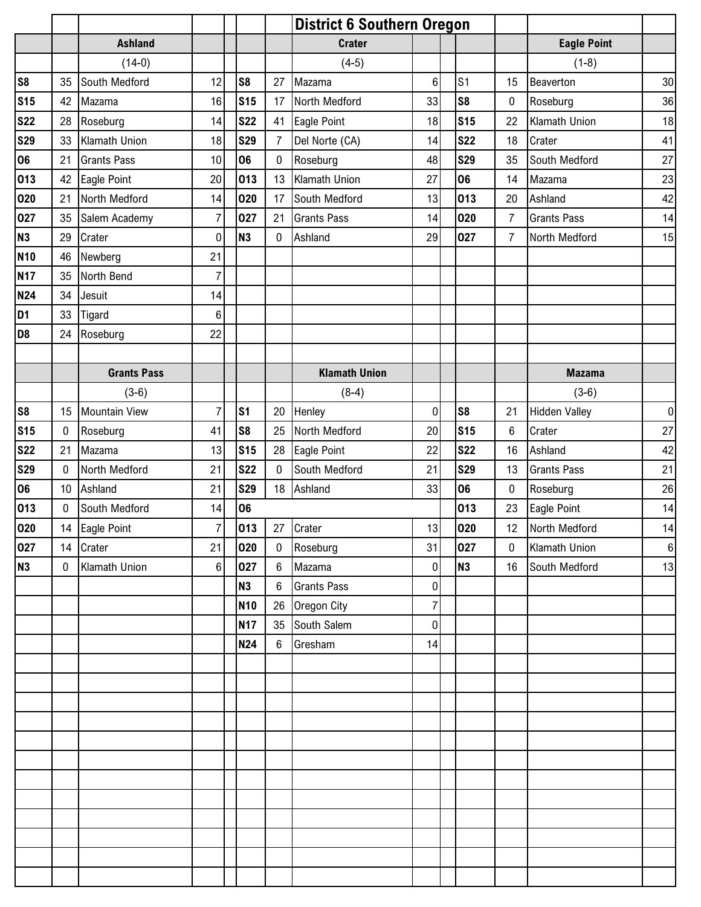# District 6 Southern Oregon

## Ashland

(14-0)

| Date | Score | Opponent | Score |
|---|---|---|---|
| S8 | 35 | South Medford | 12 |
| S15 | 42 | Mazama | 16 |
| S22 | 28 | Roseburg | 14 |
| S29 | 33 | Klamath Union | 18 |
| O6 | 21 | Grants Pass | 10 |
| O13 | 42 | Eagle Point | 20 |
| O20 | 21 | North Medford | 14 |
| O27 | 35 | Salem Academy | 7 |
| N3 | 29 | Crater | 0 |
| N10 | 46 | Newberg | 21 |
| N17 | 35 | North Bend | 7 |
| N24 | 34 | Jesuit | 14 |
| D1 | 33 | Tigard | 6 |
| D8 | 24 | Roseburg | 22 |

## Crater

(4-5)

| Date | Score | Opponent | Score |
|---|---|---|---|
| S8 | 27 | Mazama | 6 |
| S15 | 17 | North Medford | 33 |
| S22 | 41 | Eagle Point | 18 |
| S29 | 7 | Del Norte (CA) | 14 |
| O6 | 0 | Roseburg | 48 |
| O13 | 13 | Klamath Union | 27 |
| O20 | 17 | South Medford | 13 |
| O27 | 21 | Grants Pass | 14 |
| N3 | 0 | Ashland | 29 |

## Eagle Point

(1-8)

| Date | Score | Opponent | Score |
|---|---|---|---|
| S1 | 15 | Beaverton | 30 |
| S8 | 0 | Roseburg | 36 |
| S15 | 22 | Klamath Union | 18 |
| S22 | 18 | Crater | 41 |
| S29 | 35 | South Medford | 27 |
| O6 | 14 | Mazama | 23 |
| O13 | 20 | Ashland | 42 |
| O20 | 7 | Grants Pass | 14 |
| O27 | 7 | North Medford | 15 |

## Grants Pass

(3-6)

| Date | Score | Opponent | Score |
|---|---|---|---|
| S8 | 15 | Mountain View | 7 |
| S15 | 0 | Roseburg | 41 |
| S22 | 21 | Mazama | 13 |
| S29 | 0 | North Medford | 21 |
| O6 | 10 | Ashland | 21 |
| O13 | 0 | South Medford | 14 |
| O20 | 14 | Eagle Point | 7 |
| O27 | 14 | Crater | 21 |
| N3 | 0 | Klamath Union | 6 |

## Klamath Union

(8-4)

| Date | Score | Opponent | Score |
|---|---|---|---|
| S1 | 20 | Henley | 0 |
| S8 | 25 | North Medford | 20 |
| S15 | 28 | Eagle Point | 22 |
| S22 | 0 | South Medford | 21 |
| S29 | 18 | Ashland | 33 |
| O6 | | | |
| O13 | 27 | Crater | 13 |
| O20 | 0 | Roseburg | 31 |
| O27 | 6 | Mazama | 0 |
| N3 | 6 | Grants Pass | 0 |
| N10 | 26 | Oregon City | 7 |
| N17 | 35 | South Salem | 0 |
| N24 | 6 | Gresham | 14 |

## Mazama

(3-6)

| Date | Score | Opponent | Score |
|---|---|---|---|
| S8 | 21 | Hidden Valley | 0 |
| S15 | 6 | Crater | 27 |
| S22 | 16 | Ashland | 42 |
| S29 | 13 | Grants Pass | 21 |
| O6 | 0 | Roseburg | 26 |
| O13 | 23 | Eagle Point | 14 |
| O20 | 12 | North Medford | 14 |
| O27 | 0 | Klamath Union | 6 |
| N3 | 16 | South Medford | 13 |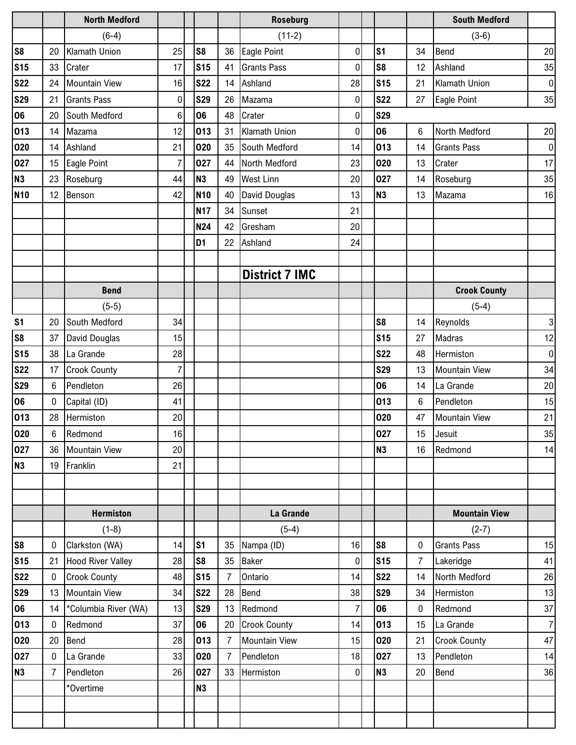## District 7 IMC

### North Medford (6-4)

| Date | Score | Opponent | Opp |
|---|---|---|---|
| S8 | 20 | Klamath Union | 25 |
| S15 | 33 | Crater | 17 |
| S22 | 24 | Mountain View | 16 |
| S29 | 21 | Grants Pass | 0 |
| O6 | 20 | South Medford | 6 |
| O13 | 14 | Mazama | 12 |
| O20 | 14 | Ashland | 21 |
| O27 | 15 | Eagle Point | 7 |
| N3 | 23 | Roseburg | 44 |
| N10 | 12 | Benson | 42 |

### Roseburg (11-2)

| Date | Score | Opponent | Opp |
|---|---|---|---|
| S8 | 36 | Eagle Point | 0 |
| S15 | 41 | Grants Pass | 0 |
| S22 | 14 | Ashland | 28 |
| S29 | 26 | Mazama | 0 |
| O6 | 48 | Crater | 0 |
| O13 | 31 | Klamath Union | 0 |
| O20 | 35 | South Medford | 14 |
| O27 | 44 | North Medford | 23 |
| N3 | 49 | West Linn | 20 |
| N10 | 40 | David Douglas | 13 |
| N17 | 34 | Sunset | 21 |
| N24 | 42 | Gresham | 20 |
| D1 | 22 | Ashland | 24 |

### South Medford (3-6)

| Date | Score | Opponent | Opp |
|---|---|---|---|
| S1 | 34 | Bend | 20 |
| S8 | 12 | Ashland | 35 |
| S15 | 21 | Klamath Union | 0 |
| S22 | 27 | Eagle Point | 35 |
| S29 | | | |
| O6 | 6 | North Medford | 20 |
| O13 | 14 | Grants Pass | 0 |
| O20 | 13 | Crater | 17 |
| O27 | 14 | Roseburg | 35 |
| N3 | 13 | Mazama | 16 |

### Bend (5-5)

| Date | Score | Opponent | Opp |
|---|---|---|---|
| S1 | 20 | South Medford | 34 |
| S8 | 37 | David Douglas | 15 |
| S15 | 38 | La Grande | 28 |
| S22 | 17 | Crook County | 7 |
| S29 | 6 | Pendleton | 26 |
| O6 | 0 | Capital (ID) | 41 |
| O13 | 28 | Hermiston | 20 |
| O20 | 6 | Redmond | 16 |
| O27 | 36 | Mountain View | 20 |
| N3 | 19 | Franklin | 21 |

### Crook County (5-4)

| Date | Score | Opponent | Opp |
|---|---|---|---|
| S8 | 14 | Reynolds | 3 |
| S15 | 27 | Madras | 12 |
| S22 | 48 | Hermiston | 0 |
| S29 | 13 | Mountain View | 34 |
| O6 | 14 | La Grande | 20 |
| O13 | 6 | Pendleton | 15 |
| O20 | 47 | Mountain View | 21 |
| O27 | 15 | Jesuit | 35 |
| N3 | 16 | Redmond | 14 |

### Hermiston (1-8)

| Date | Score | Opponent | Opp |
|---|---|---|---|
| S8 | 0 | Clarkston (WA) | 14 |
| S15 | 21 | Hood River Valley | 28 |
| S22 | 0 | Crook County | 48 |
| S29 | 13 | Mountain View | 34 |
| O6 | 14 | *Columbia River (WA) | 13 |
| O13 | 0 | Redmond | 37 |
| O20 | 20 | Bend | 28 |
| O27 | 0 | La Grande | 33 |
| N3 | 7 | Pendleton | 26 |
| | | *Overtime | |

### La Grande (5-4)

| Date | Score | Opponent | Opp |
|---|---|---|---|
| S1 | 35 | Nampa (ID) | 16 |
| S8 | 35 | Baker | 0 |
| S15 | 7 | Ontario | 14 |
| S22 | 28 | Bend | 38 |
| S29 | 13 | Redmond | 7 |
| O6 | 20 | Crook County | 14 |
| O13 | 7 | Mountain View | 15 |
| O20 | 7 | Pendleton | 18 |
| O27 | 33 | Hermiston | 0 |
| N3 | | | |

### Mountain View (2-7)

| Date | Score | Opponent | Opp |
|---|---|---|---|
| S8 | 0 | Grants Pass | 15 |
| S15 | 7 | Lakeridge | 41 |
| S22 | 14 | North Medford | 26 |
| S29 | 34 | Hermiston | 13 |
| O6 | 0 | Redmond | 37 |
| O13 | 15 | La Grande | 7 |
| O20 | 21 | Crook County | 47 |
| O27 | 13 | Pendleton | 14 |
| N3 | 20 | Bend | 36 |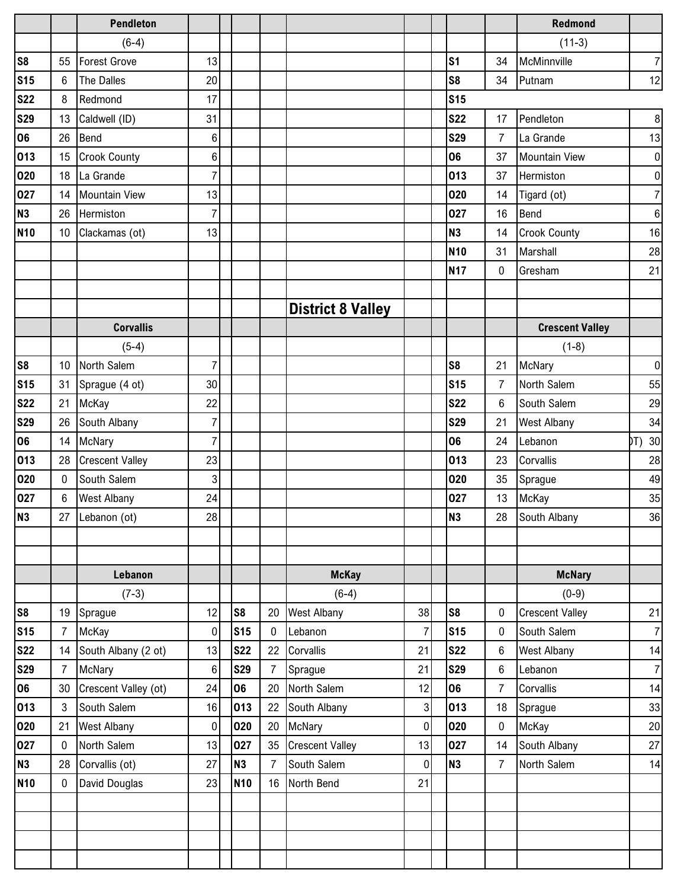## Pendleton

(6-4)

| Date | Score | Opponent | Opp |
|---|---|---|---|
| S8 | 55 | Forest Grove | 13 |
| S15 | 6 | The Dalles | 20 |
| S22 | 8 | Redmond | 17 |
| S29 | 13 | Caldwell (ID) | 31 |
| O6 | 26 | Bend | 6 |
| O13 | 15 | Crook County | 6 |
| O20 | 18 | La Grande | 7 |
| O27 | 14 | Mountain View | 13 |
| N3 | 26 | Hermiston | 7 |
| N10 | 10 | Clackamas (ot) | 13 |

## Redmond

(11-3)

| Date | Score | Opponent | Opp |
|---|---|---|---|
| S1 | 34 | McMinnville | 7 |
| S8 | 34 | Putnam | 12 |
| S15 | | | |
| S22 | 17 | Pendleton | 8 |
| S29 | 7 | La Grande | 13 |
| O6 | 37 | Mountain View | 0 |
| O13 | 37 | Hermiston | 0 |
| O20 | 14 | Tigard (ot) | 7 |
| O27 | 16 | Bend | 6 |
| N3 | 14 | Crook County | 16 |
| N10 | 31 | Marshall | 28 |
| N17 | 0 | Gresham | 21 |

# District 8 Valley

## Corvallis

(5-4)

| Date | Score | Opponent | Opp |
|---|---|---|---|
| S8 | 10 | North Salem | 7 |
| S15 | 31 | Sprague (4 ot) | 30 |
| S22 | 21 | McKay | 22 |
| S29 | 26 | South Albany | 7 |
| O6 | 14 | McNary | 7 |
| O13 | 28 | Crescent Valley | 23 |
| O20 | 0 | South Salem | 3 |
| O27 | 6 | West Albany | 24 |
| N3 | 27 | Lebanon (ot) | 28 |

## Crescent Valley

(1-8)

| Date | Score | Opponent | Opp |
|---|---|---|---|
| S8 | 21 | McNary | 0 |
| S15 | 7 | North Salem | 55 |
| S22 | 6 | South Salem | 29 |
| S29 | 21 | West Albany | 34 |
| O6 | 24 | Lebanon (OT) | 30 |
| O13 | 23 | Corvallis | 28 |
| O20 | 35 | Sprague | 49 |
| O27 | 13 | McKay | 35 |
| N3 | 28 | South Albany | 36 |

## Lebanon

(7-3)

| Date | Score | Opponent | Opp |
|---|---|---|---|
| S8 | 19 | Sprague | 12 |
| S15 | 7 | McKay | 0 |
| S22 | 14 | South Albany (2 ot) | 13 |
| S29 | 7 | McNary | 6 |
| O6 | 30 | Crescent Valley (ot) | 24 |
| O13 | 3 | South Salem | 16 |
| O20 | 21 | West Albany | 0 |
| O27 | 0 | North Salem | 13 |
| N3 | 28 | Corvallis (ot) | 27 |
| N10 | 0 | David Douglas | 23 |

## McKay

(6-4)

| Date | Score | Opponent | Opp |
|---|---|---|---|
| S8 | 20 | West Albany | 38 |
| S15 | 0 | Lebanon | 7 |
| S22 | 22 | Corvallis | 21 |
| S29 | 7 | Sprague | 21 |
| O6 | 20 | North Salem | 12 |
| O13 | 22 | South Albany | 3 |
| O20 | 20 | McNary | 0 |
| O27 | 35 | Crescent Valley | 13 |
| N3 | 7 | South Salem | 0 |
| N10 | 16 | North Bend | 21 |

## McNary

(0-9)

| Date | Score | Opponent | Opp |
|---|---|---|---|
| S8 | 0 | Crescent Valley | 21 |
| S15 | 0 | South Salem | 7 |
| S22 | 6 | West Albany | 14 |
| S29 | 6 | Lebanon | 7 |
| O6 | 7 | Corvallis | 14 |
| O13 | 18 | Sprague | 33 |
| O20 | 0 | McKay | 20 |
| O27 | 14 | South Albany | 27 |
| N3 | 7 | North Salem | 14 |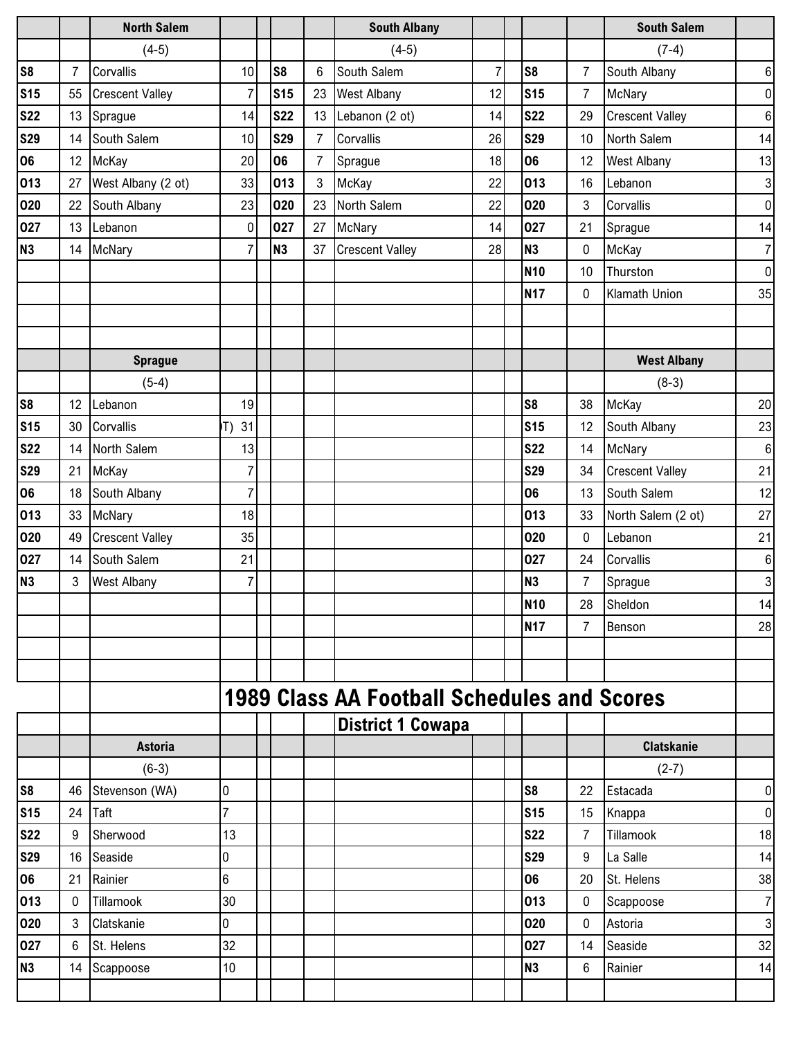### North Salem

(4-5)

| Date | Score | Opponent | Opp |
|---|---|---|---|
| S8 | 7 | Corvallis | 10 |
| S15 | 55 | Crescent Valley | 7 |
| S22 | 13 | Sprague | 14 |
| S29 | 14 | South Salem | 10 |
| O6 | 12 | McKay | 20 |
| O13 | 27 | West Albany (2 ot) | 33 |
| O20 | 22 | South Albany | 23 |
| O27 | 13 | Lebanon | 0 |
| N3 | 14 | McNary | 7 |

### South Albany

(4-5)

| Date | Score | Opponent | Opp |
|---|---|---|---|
| S8 | 6 | South Salem | 7 |
| S15 | 23 | West Albany | 12 |
| S22 | 13 | Lebanon (2 ot) | 14 |
| S29 | 7 | Corvallis | 26 |
| O6 | 7 | Sprague | 18 |
| O13 | 3 | McKay | 22 |
| O20 | 23 | North Salem | 22 |
| O27 | 27 | McNary | 14 |
| N3 | 37 | Crescent Valley | 28 |

### South Salem

(7-4)

| Date | Score | Opponent | Opp |
|---|---|---|---|
| S8 | 7 | South Albany | 6 |
| S15 | 7 | McNary | 0 |
| S22 | 29 | Crescent Valley | 6 |
| S29 | 10 | North Salem | 14 |
| O6 | 12 | West Albany | 13 |
| O13 | 16 | Lebanon | 3 |
| O20 | 3 | Corvallis | 0 |
| O27 | 21 | Sprague | 14 |
| N3 | 0 | McKay | 7 |
| N10 | 10 | Thurston | 0 |
| N17 | 0 | Klamath Union | 35 |

### Sprague

(5-4)

| Date | Score | Opponent | Opp |
|---|---|---|---|
| S8 | 12 | Lebanon | 19 |
| S15 | 30 | Corvallis | (OT) 31 |
| S22 | 14 | North Salem | 13 |
| S29 | 21 | McKay | 7 |
| O6 | 18 | South Albany | 7 |
| O13 | 33 | McNary | 18 |
| O20 | 49 | Crescent Valley | 35 |
| O27 | 14 | South Salem | 21 |
| N3 | 3 | West Albany | 7 |

### West Albany

(8-3)

| Date | Score | Opponent | Opp |
|---|---|---|---|
| S8 | 38 | McKay | 20 |
| S15 | 12 | South Albany | 23 |
| S22 | 14 | McNary | 6 |
| S29 | 34 | Crescent Valley | 21 |
| O6 | 13 | South Salem | 12 |
| O13 | 33 | North Salem (2 ot) | 27 |
| O20 | 0 | Lebanon | 21 |
| O27 | 24 | Corvallis | 6 |
| N3 | 7 | Sprague | 3 |
| N10 | 28 | Sheldon | 14 |
| N17 | 7 | Benson | 28 |

# 1989 Class AA Football Schedules and Scores

## District 1 Cowapa

### Astoria

(6-3)

| Date | Score | Opponent | Opp |
|---|---|---|---|
| S8 | 46 | Stevenson (WA) | 0 |
| S15 | 24 | Taft | 7 |
| S22 | 9 | Sherwood | 13 |
| S29 | 16 | Seaside | 0 |
| O6 | 21 | Rainier | 6 |
| O13 | 0 | Tillamook | 30 |
| O20 | 3 | Clatskanie | 0 |
| O27 | 6 | St. Helens | 32 |
| N3 | 14 | Scappoose | 10 |

### Clatskanie

(2-7)

| Date | Score | Opponent | Opp |
|---|---|---|---|
| S8 | 22 | Estacada | 0 |
| S15 | 15 | Knappa | 0 |
| S22 | 7 | Tillamook | 18 |
| S29 | 9 | La Salle | 14 |
| O6 | 20 | St. Helens | 38 |
| O13 | 0 | Scappoose | 7 |
| O20 | 0 | Astoria | 3 |
| O27 | 14 | Seaside | 32 |
| N3 | 6 | Rainier | 14 |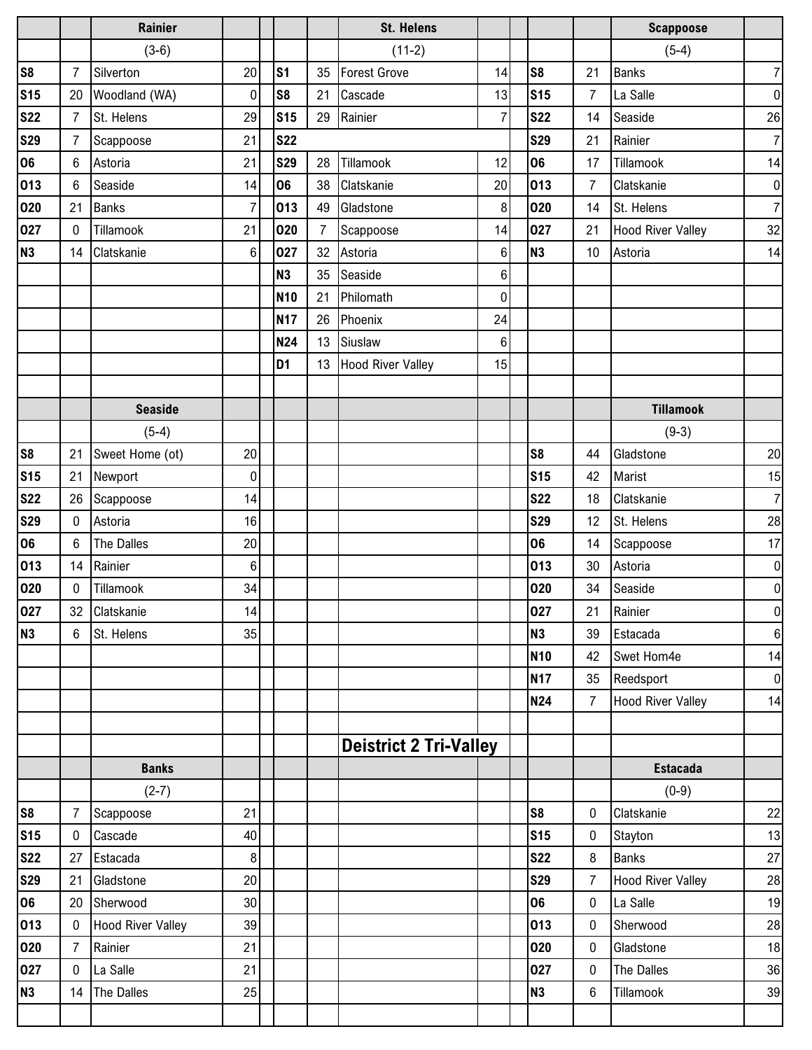| | | Rainier | | | | | St. Helens | | | | | Scappoose | |
|---|---|---|---|---|---|---|---|---|---|---|---|---|---|
| | | (3-6) | | | | | (11-2) | | | | | (5-4) | |
| S8 | 7 | Silverton | 20 | | S1 | 35 | Forest Grove | 14 | | S8 | 21 | Banks | 7 |
| S15 | 20 | Woodland (WA) | 0 | | S8 | 21 | Cascade | 13 | | S15 | 7 | La Salle | 0 |
| S22 | 7 | St. Helens | 29 | | S15 | 29 | Rainier | 7 | | S22 | 14 | Seaside | 26 |
| S29 | 7 | Scappoose | 21 | | S22 | | | | | S29 | 21 | Rainier | 7 |
| O6 | 6 | Astoria | 21 | | S29 | 28 | Tillamook | 12 | | O6 | 17 | Tillamook | 14 |
| O13 | 6 | Seaside | 14 | | O6 | 38 | Clatskanie | 20 | | O13 | 7 | Clatskanie | 0 |
| O20 | 21 | Banks | 7 | | O13 | 49 | Gladstone | 8 | | O20 | 14 | St. Helens | 7 |
| O27 | 0 | Tillamook | 21 | | O20 | 7 | Scappoose | 14 | | O27 | 21 | Hood River Valley | 32 |
| N3 | 14 | Clatskanie | 6 | | O27 | 32 | Astoria | 6 | | N3 | 10 | Astoria | 14 |
| | | | | | N3 | 35 | Seaside | 6 | | | | | |
| | | | | | N10 | 21 | Philomath | 0 | | | | | |
| | | | | | N17 | 26 | Phoenix | 24 | | | | | |
| | | | | | N24 | 13 | Siuslaw | 6 | | | | | |
| | | | | | D1 | 13 | Hood River Valley | 15 | | | | | |

| | | Seaside | | | | | Tillamook | |
|---|---|---|---|---|---|---|---|---|
| | | (5-4) | | | | | (9-3) | |
| S8 | 21 | Sweet Home (ot) | 20 | | S8 | 44 | Gladstone | 20 |
| S15 | 21 | Newport | 0 | | S15 | 42 | Marist | 15 |
| S22 | 26 | Scappoose | 14 | | S22 | 18 | Clatskanie | 7 |
| S29 | 0 | Astoria | 16 | | S29 | 12 | St. Helens | 28 |
| O6 | 6 | The Dalles | 20 | | O6 | 14 | Scappoose | 17 |
| O13 | 14 | Rainier | 6 | | O13 | 30 | Astoria | 0 |
| O20 | 0 | Tillamook | 34 | | O20 | 34 | Seaside | 0 |
| O27 | 32 | Clatskanie | 14 | | O27 | 21 | Rainier | 0 |
| N3 | 6 | St. Helens | 35 | | N3 | 39 | Estacada | 6 |
| | | | | | N10 | 42 | Swet Hom4e | 14 |
| | | | | | N17 | 35 | Reedsport | 0 |
| | | | | | N24 | 7 | Hood River Valley | 14 |

## Deistrict 2 Tri-Valley

| | | Banks | | | | | Estacada | |
|---|---|---|---|---|---|---|---|---|
| | | (2-7) | | | | | (0-9) | |
| S8 | 7 | Scappoose | 21 | | S8 | 0 | Clatskanie | 22 |
| S15 | 0 | Cascade | 40 | | S15 | 0 | Stayton | 13 |
| S22 | 27 | Estacada | 8 | | S22 | 8 | Banks | 27 |
| S29 | 21 | Gladstone | 20 | | S29 | 7 | Hood River Valley | 28 |
| O6 | 20 | Sherwood | 30 | | O6 | 0 | La Salle | 19 |
| O13 | 0 | Hood River Valley | 39 | | O13 | 0 | Sherwood | 28 |
| O20 | 7 | Rainier | 21 | | O20 | 0 | Gladstone | 18 |
| O27 | 0 | La Salle | 21 | | O27 | 0 | The Dalles | 36 |
| N3 | 14 | The Dalles | 25 | | N3 | 6 | Tillamook | 39 |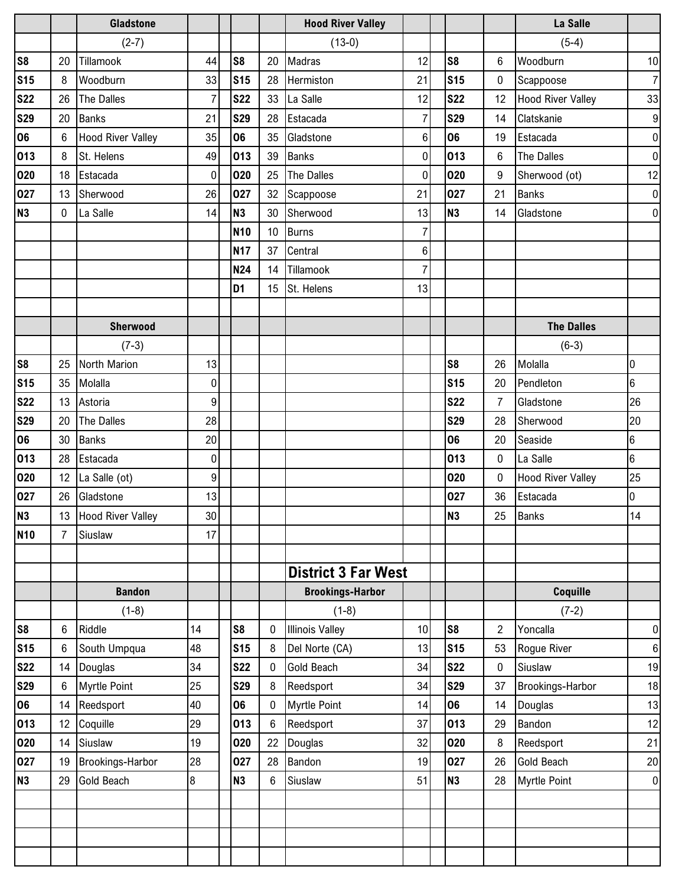### Gladstone

(2-7)

| Date | Score | Opponent | Score |
|---|---|---|---|
| S8 | 20 | Tillamook | 44 |
| S15 | 8 | Woodburn | 33 |
| S22 | 26 | The Dalles | 7 |
| S29 | 20 | Banks | 21 |
| O6 | 6 | Hood River Valley | 35 |
| O13 | 8 | St. Helens | 49 |
| O20 | 18 | Estacada | 0 |
| O27 | 13 | Sherwood | 26 |
| N3 | 0 | La Salle | 14 |

### Hood River Valley

(13-0)

| Date | Score | Opponent | Score |
|---|---|---|---|
| S8 | 20 | Madras | 12 |
| S15 | 28 | Hermiston | 21 |
| S22 | 33 | La Salle | 12 |
| S29 | 28 | Estacada | 7 |
| O6 | 35 | Gladstone | 6 |
| O13 | 39 | Banks | 0 |
| O20 | 25 | The Dalles | 0 |
| O27 | 32 | Scappoose | 21 |
| N3 | 30 | Sherwood | 13 |
| N10 | 10 | Burns | 7 |
| N17 | 37 | Central | 6 |
| N24 | 14 | Tillamook | 7 |
| D1 | 15 | St. Helens | 13 |

### La Salle

(5-4)

| Date | Score | Opponent | Score |
|---|---|---|---|
| S8 | 6 | Woodburn | 10 |
| S15 | 0 | Scappoose | 7 |
| S22 | 12 | Hood River Valley | 33 |
| S29 | 14 | Clatskanie | 9 |
| O6 | 19 | Estacada | 0 |
| O13 | 6 | The Dalles | 0 |
| O20 | 9 | Sherwood (ot) | 12 |
| O27 | 21 | Banks | 0 |
| N3 | 14 | Gladstone | 0 |

### Sherwood

(7-3)

| Date | Score | Opponent | Score |
|---|---|---|---|
| S8 | 25 | North Marion | 13 |
| S15 | 35 | Molalla | 0 |
| S22 | 13 | Astoria | 9 |
| S29 | 20 | The Dalles | 28 |
| O6 | 30 | Banks | 20 |
| O13 | 28 | Estacada | 0 |
| O20 | 12 | La Salle (ot) | 9 |
| O27 | 26 | Gladstone | 13 |
| N3 | 13 | Hood River Valley | 30 |
| N10 | 7 | Siuslaw | 17 |

### The Dalles

(6-3)

| Date | Score | Opponent | Score |
|---|---|---|---|
| S8 | 26 | Molalla | 0 |
| S15 | 20 | Pendleton | 6 |
| S22 | 7 | Gladstone | 26 |
| S29 | 28 | Sherwood | 20 |
| O6 | 20 | Seaside | 6 |
| O13 | 0 | La Salle | 6 |
| O20 | 0 | Hood River Valley | 25 |
| O27 | 36 | Estacada | 0 |
| N3 | 25 | Banks | 14 |

## District 3 Far West

### Bandon

(1-8)

| Date | Score | Opponent | Score |
|---|---|---|---|
| S8 | 6 | Riddle | 14 |
| S15 | 6 | South Umpqua | 48 |
| S22 | 14 | Douglas | 34 |
| S29 | 6 | Myrtle Point | 25 |
| O6 | 14 | Reedsport | 40 |
| O13 | 12 | Coquille | 29 |
| O20 | 14 | Siuslaw | 19 |
| O27 | 19 | Brookings-Harbor | 28 |
| N3 | 29 | Gold Beach | 8 |

### Brookings-Harbor

(1-8)

| Date | Score | Opponent | Score |
|---|---|---|---|
| S8 | 0 | Illinois Valley | 10 |
| S15 | 8 | Del Norte (CA) | 13 |
| S22 | 0 | Gold Beach | 34 |
| S29 | 8 | Reedsport | 34 |
| O6 | 0 | Myrtle Point | 14 |
| O13 | 6 | Reedsport | 37 |
| O20 | 22 | Douglas | 32 |
| O27 | 28 | Bandon | 19 |
| N3 | 6 | Siuslaw | 51 |

### Coquille

(7-2)

| Date | Score | Opponent | Score |
|---|---|---|---|
| S8 | 2 | Yoncalla | 0 |
| S15 | 53 | Rogue River | 6 |
| S22 | 0 | Siuslaw | 19 |
| S29 | 37 | Brookings-Harbor | 18 |
| O6 | 14 | Douglas | 13 |
| O13 | 29 | Bandon | 12 |
| O20 | 8 | Reedsport | 21 |
| O27 | 26 | Gold Beach | 20 |
| N3 | 28 | Myrtle Point | 0 |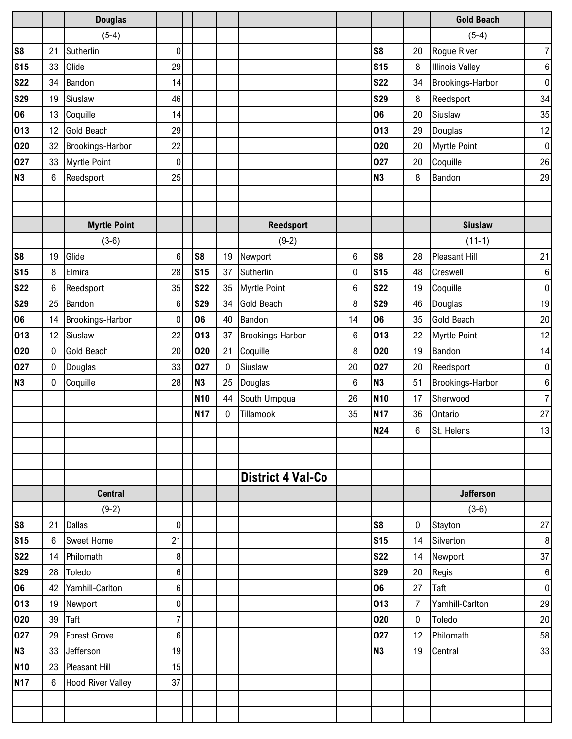| | | Douglas | | | | | | | | | Gold Beach | |
|---|---|---|---|---|---|---|---|---|---|---|---|---|
| | | (5-4) | | | | | | | | | (5-4) | |
| S8 | 21 | Sutherlin | 0 | | | | | | | S8 | 20 | Rogue River | 7 |
| S15 | 33 | Glide | 29 | | | | | | | S15 | 8 | Illinois Valley | 6 |
| S22 | 34 | Bandon | 14 | | | | | | | S22 | 34 | Brookings-Harbor | 0 |
| S29 | 19 | Siuslaw | 46 | | | | | | | S29 | 8 | Reedsport | 34 |
| O6 | 13 | Coquille | 14 | | | | | | | O6 | 20 | Siuslaw | 35 |
| O13 | 12 | Gold Beach | 29 | | | | | | | O13 | 29 | Douglas | 12 |
| O20 | 32 | Brookings-Harbor | 22 | | | | | | | O20 | 20 | Myrtle Point | 0 |
| O27 | 33 | Myrtle Point | 0 | | | | | | | O27 | 20 | Coquille | 26 |
| N3 | 6 | Reedsport | 25 | | | | | | | N3 | 8 | Bandon | 29 |

| | | Myrtle Point | | | | | Reedsport | | | | | Siuslaw | |
|---|---|---|---|---|---|---|---|---|---|---|---|---|---|
| | | (3-6) | | | | | (9-2) | | | | | (11-1) | |
| S8 | 19 | Glide | 6 | | S8 | 19 | Newport | 6 | | S8 | 28 | Pleasant Hill | 21 |
| S15 | 8 | Elmira | 28 | | S15 | 37 | Sutherlin | 0 | | S15 | 48 | Creswell | 6 |
| S22 | 6 | Reedsport | 35 | | S22 | 35 | Myrtle Point | 6 | | S22 | 19 | Coquille | 0 |
| S29 | 25 | Bandon | 6 | | S29 | 34 | Gold Beach | 8 | | S29 | 46 | Douglas | 19 |
| O6 | 14 | Brookings-Harbor | 0 | | O6 | 40 | Bandon | 14 | | O6 | 35 | Gold Beach | 20 |
| O13 | 12 | Siuslaw | 22 | | O13 | 37 | Brookings-Harbor | 6 | | O13 | 22 | Myrtle Point | 12 |
| O20 | 0 | Gold Beach | 20 | | O20 | 21 | Coquille | 8 | | O20 | 19 | Bandon | 14 |
| O27 | 0 | Douglas | 33 | | O27 | 0 | Siuslaw | 20 | | O27 | 20 | Reedsport | 0 |
| N3 | 0 | Coquille | 28 | | N3 | 25 | Douglas | 6 | | N3 | 51 | Brookings-Harbor | 6 |
| | | | | | N10 | 44 | South Umpqua | 26 | | N10 | 17 | Sherwood | 7 |
| | | | | | N17 | 0 | Tillamook | 35 | | N17 | 36 | Ontario | 27 |
| | | | | | | | | | | N24 | 6 | St. Helens | 13 |

## District 4 Val-Co

| | | Central | | | | | | | | Jefferson | |
|---|---|---|---|---|---|---|---|---|---|---|---|
| | | (9-2) | | | | | | | | (3-6) | |
| S8 | 21 | Dallas | 0 | | | | | S8 | 0 | Stayton | 27 |
| S15 | 6 | Sweet Home | 21 | | | | | S15 | 14 | Silverton | 8 |
| S22 | 14 | Philomath | 8 | | | | | S22 | 14 | Newport | 37 |
| S29 | 28 | Toledo | 6 | | | | | S29 | 20 | Regis | 6 |
| O6 | 42 | Yamhill-Carlton | 6 | | | | | O6 | 27 | Taft | 0 |
| O13 | 19 | Newport | 0 | | | | | O13 | 7 | Yamhill-Carlton | 29 |
| O20 | 39 | Taft | 7 | | | | | O20 | 0 | Toledo | 20 |
| O27 | 29 | Forest Grove | 6 | | | | | O27 | 12 | Philomath | 58 |
| N3 | 33 | Jefferson | 19 | | | | | N3 | 19 | Central | 33 |
| N10 | 23 | Pleasant Hill | 15 | | | | | | | | |
| N17 | 6 | Hood River Valley | 37 | | | | | | | | |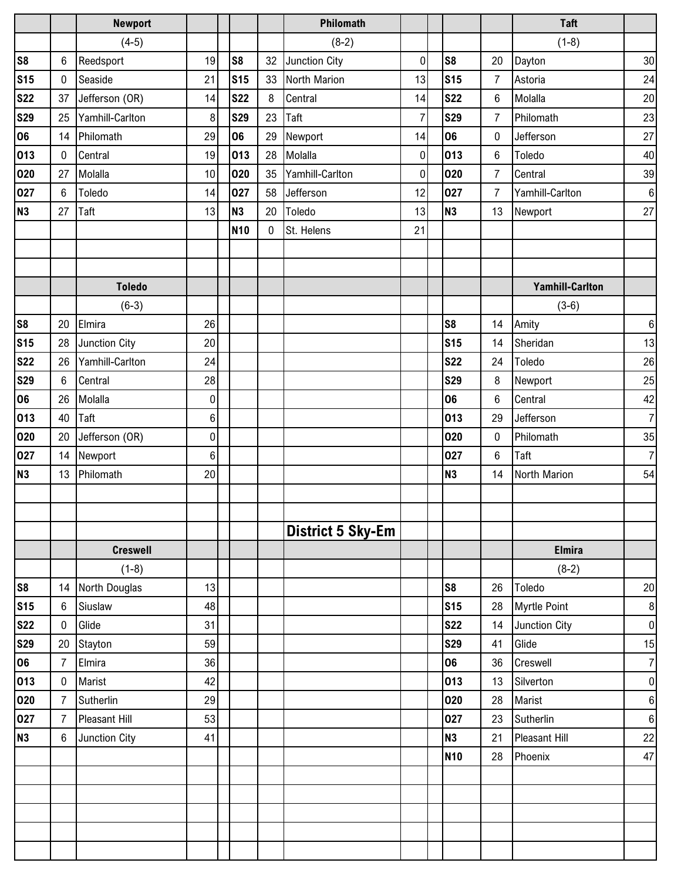## District 5 Sky-Em

### Newport (4-5)

| Date | Score | Opponent | Opp Score |
|---|---|---|---|
| S8 | 6 | Reedsport | 19 |
| S15 | 0 | Seaside | 21 |
| S22 | 37 | Jefferson (OR) | 14 |
| S29 | 25 | Yamhill-Carlton | 8 |
| O6 | 14 | Philomath | 29 |
| O13 | 0 | Central | 19 |
| O20 | 27 | Molalla | 10 |
| O27 | 6 | Toledo | 14 |
| N3 | 27 | Taft | 13 |

### Philomath (8-2)

| Date | Score | Opponent | Opp Score |
|---|---|---|---|
| S8 | 32 | Junction City | 0 |
| S15 | 33 | North Marion | 13 |
| S22 | 8 | Central | 14 |
| S29 | 23 | Taft | 7 |
| O6 | 29 | Newport | 14 |
| O13 | 28 | Molalla | 0 |
| O20 | 35 | Yamhill-Carlton | 0 |
| O27 | 58 | Jefferson | 12 |
| N3 | 20 | Toledo | 13 |
| N10 | 0 | St. Helens | 21 |

### Taft (1-8)

| Date | Score | Opponent | Opp Score |
|---|---|---|---|
| S8 | 20 | Dayton | 30 |
| S15 | 7 | Astoria | 24 |
| S22 | 6 | Molalla | 20 |
| S29 | 7 | Philomath | 23 |
| O6 | 0 | Jefferson | 27 |
| O13 | 6 | Toledo | 40 |
| O20 | 7 | Central | 39 |
| O27 | 7 | Yamhill-Carlton | 6 |
| N3 | 13 | Newport | 27 |

### Toledo (6-3)

| Date | Score | Opponent | Opp Score |
|---|---|---|---|
| S8 | 20 | Elmira | 26 |
| S15 | 28 | Junction City | 20 |
| S22 | 26 | Yamhill-Carlton | 24 |
| S29 | 6 | Central | 28 |
| O6 | 26 | Molalla | 0 |
| O13 | 40 | Taft | 6 |
| O20 | 20 | Jefferson (OR) | 0 |
| O27 | 14 | Newport | 6 |
| N3 | 13 | Philomath | 20 |

### Yamhill-Carlton (3-6)

| Date | Score | Opponent | Opp Score |
|---|---|---|---|
| S8 | 14 | Amity | 6 |
| S15 | 14 | Sheridan | 13 |
| S22 | 24 | Toledo | 26 |
| S29 | 8 | Newport | 25 |
| O6 | 6 | Central | 42 |
| O13 | 29 | Jefferson | 7 |
| O20 | 0 | Philomath | 35 |
| O27 | 6 | Taft | 7 |
| N3 | 14 | North Marion | 54 |

### Creswell (1-8)

| Date | Score | Opponent | Opp Score |
|---|---|---|---|
| S8 | 14 | North Douglas | 13 |
| S15 | 6 | Siuslaw | 48 |
| S22 | 0 | Glide | 31 |
| S29 | 20 | Stayton | 59 |
| O6 | 7 | Elmira | 36 |
| O13 | 0 | Marist | 42 |
| O20 | 7 | Sutherlin | 29 |
| O27 | 7 | Pleasant Hill | 53 |
| N3 | 6 | Junction City | 41 |

### Elmira (8-2)

| Date | Score | Opponent | Opp Score |
|---|---|---|---|
| S8 | 26 | Toledo | 20 |
| S15 | 28 | Myrtle Point | 8 |
| S22 | 14 | Junction City | 0 |
| S29 | 41 | Glide | 15 |
| O6 | 36 | Creswell | 7 |
| O13 | 13 | Silverton | 0 |
| O20 | 28 | Marist | 6 |
| O27 | 23 | Sutherlin | 6 |
| N3 | 21 | Pleasant Hill | 22 |
| N10 | 28 | Phoenix | 47 |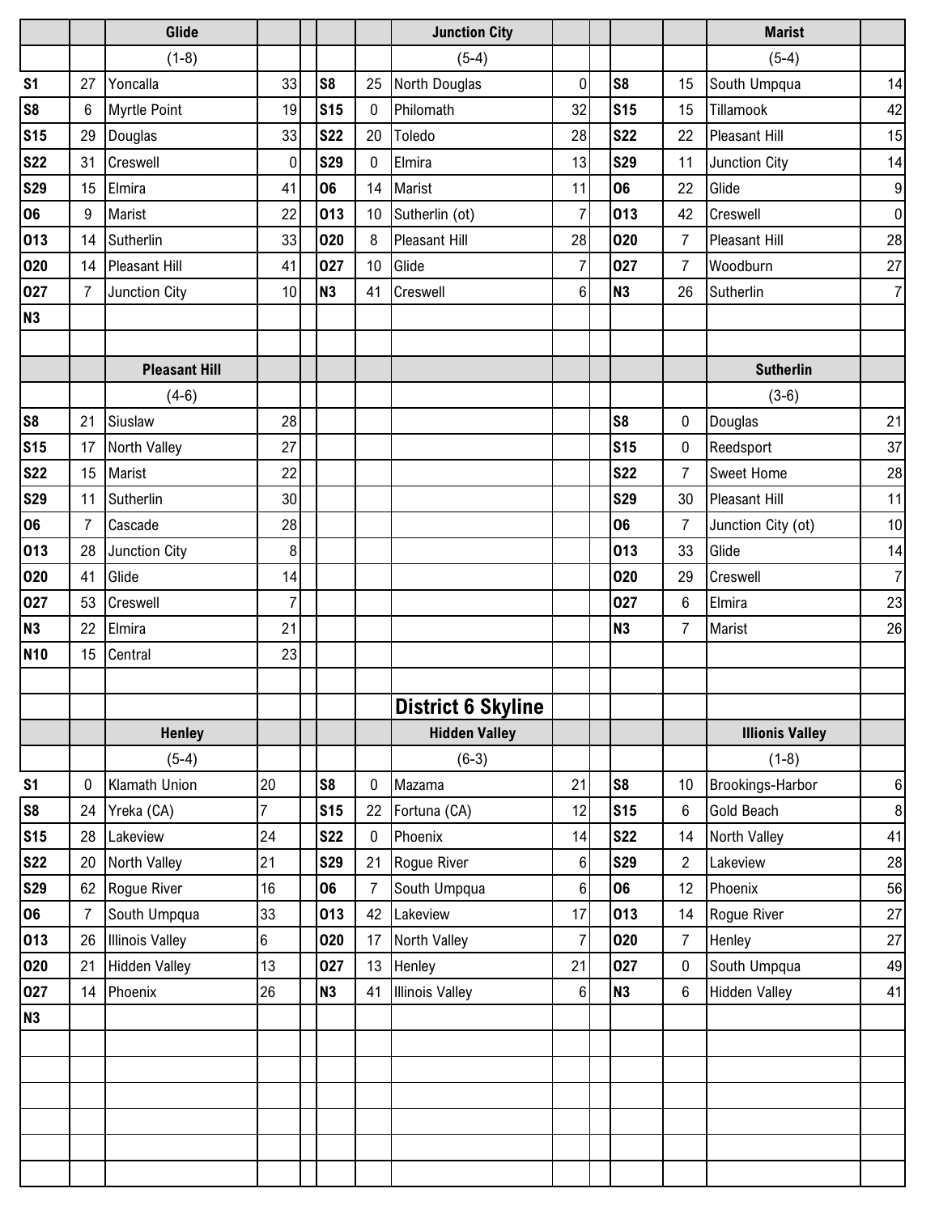| | | Glide | |
|---|---|---|---|
| | | (1-8) | |
| S1 | 27 | Yoncalla | 33 |
| S8 | 6 | Myrtle Point | 19 |
| S15 | 29 | Douglas | 33 |
| S22 | 31 | Creswell | 0 |
| S29 | 15 | Elmira | 41 |
| O6 | 9 | Marist | 22 |
| O13 | 14 | Sutherlin | 33 |
| O20 | 14 | Pleasant Hill | 41 |
| O27 | 7 | Junction City | 10 |
| N3 | | | |

| | | Junction City | |
|---|---|---|---|
| | | (5-4) | |
| S8 | 25 | North Douglas | 0 |
| S15 | 0 | Philomath | 32 |
| S22 | 20 | Toledo | 28 |
| S29 | 0 | Elmira | 13 |
| O6 | 14 | Marist | 11 |
| O13 | 10 | Sutherlin (ot) | 7 |
| O20 | 8 | Pleasant Hill | 28 |
| O27 | 10 | Glide | 7 |
| N3 | 41 | Creswell | 6 |

| | | Marist | |
|---|---|---|---|
| | | (5-4) | |
| S8 | 15 | South Umpqua | 14 |
| S15 | 15 | Tillamook | 42 |
| S22 | 22 | Pleasant Hill | 15 |
| S29 | 11 | Junction City | 14 |
| O6 | 22 | Glide | 9 |
| O13 | 42 | Creswell | 0 |
| O20 | 7 | Pleasant Hill | 28 |
| O27 | 7 | Woodburn | 27 |
| N3 | 26 | Sutherlin | 7 |

| | | Pleasant Hill | |
|---|---|---|---|
| | | (4-6) | |
| S8 | 21 | Siuslaw | 28 |
| S15 | 17 | North Valley | 27 |
| S22 | 15 | Marist | 22 |
| S29 | 11 | Sutherlin | 30 |
| O6 | 7 | Cascade | 28 |
| O13 | 28 | Junction City | 8 |
| O20 | 41 | Glide | 14 |
| O27 | 53 | Creswell | 7 |
| N3 | 22 | Elmira | 21 |
| N10 | 15 | Central | 23 |

| | | Sutherlin | |
|---|---|---|---|
| | | (3-6) | |
| S8 | 0 | Douglas | 21 |
| S15 | 0 | Reedsport | 37 |
| S22 | 7 | Sweet Home | 28 |
| S29 | 30 | Pleasant Hill | 11 |
| O6 | 7 | Junction City (ot) | 10 |
| O13 | 33 | Glide | 14 |
| O20 | 29 | Creswell | 7 |
| O27 | 6 | Elmira | 23 |
| N3 | 7 | Marist | 26 |

## District 6 Skyline

| | | Henley | |
|---|---|---|---|
| | | (5-4) | |
| S1 | 0 | Klamath Union | 20 |
| S8 | 24 | Yreka (CA) | 7 |
| S15 | 28 | Lakeview | 24 |
| S22 | 20 | North Valley | 21 |
| S29 | 62 | Rogue River | 16 |
| O6 | 7 | South Umpqua | 33 |
| O13 | 26 | Illinois Valley | 6 |
| O20 | 21 | Hidden Valley | 13 |
| O27 | 14 | Phoenix | 26 |
| N3 | | | |

| | | Hidden Valley | |
|---|---|---|---|
| | | (6-3) | |
| S8 | 0 | Mazama | 21 |
| S15 | 22 | Fortuna (CA) | 12 |
| S22 | 0 | Phoenix | 14 |
| S29 | 21 | Rogue River | 6 |
| O6 | 7 | South Umpqua | 6 |
| O13 | 42 | Lakeview | 17 |
| O20 | 17 | North Valley | 7 |
| O27 | 13 | Henley | 21 |
| N3 | 41 | Illinois Valley | 6 |

| | | Illionis Valley | |
|---|---|---|---|
| | | (1-8) | |
| S8 | 10 | Brookings-Harbor | 6 |
| S15 | 6 | Gold Beach | 8 |
| S22 | 14 | North Valley | 41 |
| S29 | 2 | Lakeview | 28 |
| O6 | 12 | Phoenix | 56 |
| O13 | 14 | Rogue River | 27 |
| O20 | 7 | Henley | 27 |
| O27 | 0 | South Umpqua | 49 |
| N3 | 6 | Hidden Valley | 41 |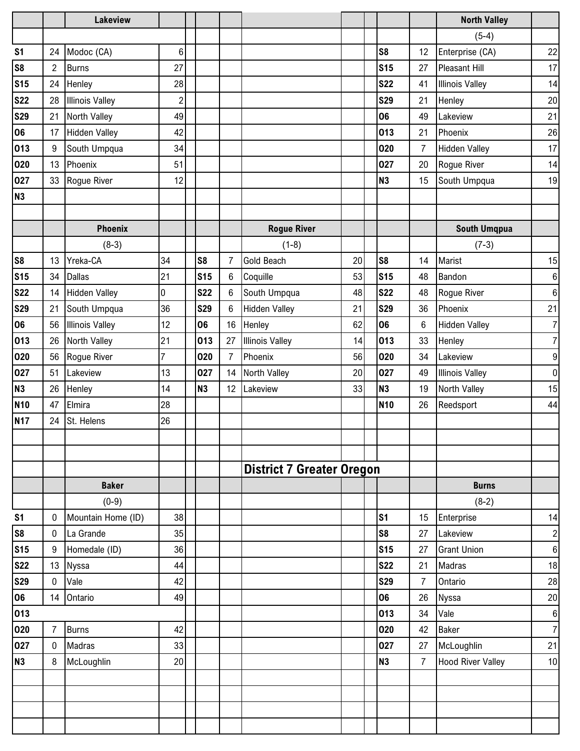### Lakeview

| Date | Score | Opponent | Opp |
|---|---|---|---|
| S1 | 24 | Modoc (CA) | 6 |
| S8 | 2 | Burns | 27 |
| S15 | 24 | Henley | 28 |
| S22 | 28 | Illinois Valley | 2 |
| S29 | 21 | North Valley | 49 |
| O6 | 17 | Hidden Valley | 42 |
| O13 | 9 | South Umpqua | 34 |
| O20 | 13 | Phoenix | 51 |
| O27 | 33 | Rogue River | 12 |
| N3 | | | |

### North Valley

(5-4)

| Date | Score | Opponent | Opp |
|---|---|---|---|
| S8 | 12 | Enterprise (CA) | 22 |
| S15 | 27 | Pleasant Hill | 17 |
| S22 | 41 | Illinois Valley | 14 |
| S29 | 21 | Henley | 20 |
| O6 | 49 | Lakeview | 21 |
| O13 | 21 | Phoenix | 26 |
| O20 | 7 | Hidden Valley | 17 |
| O27 | 20 | Rogue River | 14 |
| N3 | 15 | South Umpqua | 19 |

### Phoenix

(8-3)

| Date | Score | Opponent | Opp |
|---|---|---|---|
| S8 | 13 | Yreka-CA | 34 |
| S15 | 34 | Dallas | 21 |
| S22 | 14 | Hidden Valley | 0 |
| S29 | 21 | South Umpqua | 36 |
| O6 | 56 | Illinois Valley | 12 |
| O13 | 26 | North Valley | 21 |
| O20 | 56 | Rogue River | 7 |
| O27 | 51 | Lakeview | 13 |
| N3 | 26 | Henley | 14 |
| N10 | 47 | Elmira | 28 |
| N17 | 24 | St. Helens | 26 |

### Rogue River

(1-8)

| Date | Score | Opponent | Opp |
|---|---|---|---|
| S8 | 7 | Gold Beach | 20 |
| S15 | 6 | Coquille | 53 |
| S22 | 6 | South Umpqua | 48 |
| S29 | 6 | Hidden Valley | 21 |
| O6 | 16 | Henley | 62 |
| O13 | 27 | Illinois Valley | 14 |
| O20 | 7 | Phoenix | 56 |
| O27 | 14 | North Valley | 20 |
| N3 | 12 | Lakeview | 33 |

### South Umqpua

(7-3)

| Date | Score | Opponent | Opp |
|---|---|---|---|
| S8 | 14 | Marist | 15 |
| S15 | 48 | Bandon | 6 |
| S22 | 48 | Rogue River | 6 |
| S29 | 36 | Phoenix | 21 |
| O6 | 6 | Hidden Valley | 7 |
| O13 | 33 | Henley | 7 |
| O20 | 34 | Lakeview | 9 |
| O27 | 49 | Illinois Valley | 0 |
| N3 | 19 | North Valley | 15 |
| N10 | 26 | Reedsport | 44 |

## District 7 Greater Oregon

### Baker

(0-9)

| Date | Score | Opponent | Opp |
|---|---|---|---|
| S1 | 0 | Mountain Home (ID) | 38 |
| S8 | 0 | La Grande | 35 |
| S15 | 9 | Homedale (ID) | 36 |
| S22 | 13 | Nyssa | 44 |
| S29 | 0 | Vale | 42 |
| O6 | 14 | Ontario | 49 |
| O13 | | | |
| O20 | 7 | Burns | 42 |
| O27 | 0 | Madras | 33 |
| N3 | 8 | McLoughlin | 20 |

### Burns

(8-2)

| Date | Score | Opponent | Opp |
|---|---|---|---|
| S1 | 15 | Enterprise | 14 |
| S8 | 27 | Lakeview | 2 |
| S15 | 27 | Grant Union | 6 |
| S22 | 21 | Madras | 18 |
| S29 | 7 | Ontario | 28 |
| O6 | 26 | Nyssa | 20 |
| O13 | 34 | Vale | 6 |
| O20 | 42 | Baker | 7 |
| O27 | 27 | McLoughlin | 21 |
| N3 | 7 | Hood River Valley | 10 |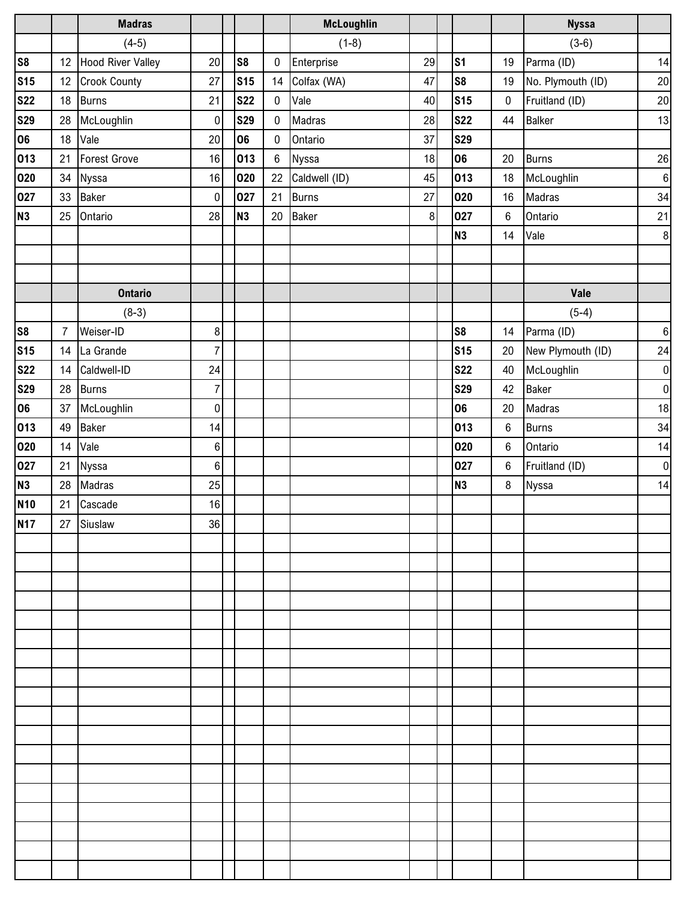### Madras

(4-5)

| Date | Score | Opponent | Score |
|---|---|---|---|
| S8 | 12 | Hood River Valley | 20 |
| S15 | 12 | Crook County | 27 |
| S22 | 18 | Burns | 21 |
| S29 | 28 | McLoughlin | 0 |
| O6 | 18 | Vale | 20 |
| O13 | 21 | Forest Grove | 16 |
| O20 | 34 | Nyssa | 16 |
| O27 | 33 | Baker | 0 |
| N3 | 25 | Ontario | 28 |

### McLoughlin

(1-8)

| Date | Score | Opponent | Score |
|---|---|---|---|
| S8 | 0 | Enterprise | 29 |
| S15 | 14 | Colfax (WA) | 47 |
| S22 | 0 | Vale | 40 |
| S29 | 0 | Madras | 28 |
| O6 | 0 | Ontario | 37 |
| O13 | 6 | Nyssa | 18 |
| O20 | 22 | Caldwell (ID) | 45 |
| O27 | 21 | Burns | 27 |
| N3 | 20 | Baker | 8 |

### Nyssa

(3-6)

| Date | Score | Opponent | Score |
|---|---|---|---|
| S1 | 19 | Parma (ID) | 14 |
| S8 | 19 | No. Plymouth (ID) | 20 |
| S15 | 0 | Fruitland (ID) | 20 |
| S22 | 44 | Balker | 13 |
| S29 | | | |
| O6 | 20 | Burns | 26 |
| O13 | 18 | McLoughlin | 6 |
| O20 | 16 | Madras | 34 |
| O27 | 6 | Ontario | 21 |
| N3 | 14 | Vale | 8 |

### Ontario

(8-3)

| Date | Score | Opponent | Score |
|---|---|---|---|
| S8 | 7 | Weiser-ID | 8 |
| S15 | 14 | La Grande | 7 |
| S22 | 14 | Caldwell-ID | 24 |
| S29 | 28 | Burns | 7 |
| O6 | 37 | McLoughlin | 0 |
| O13 | 49 | Baker | 14 |
| O20 | 14 | Vale | 6 |
| O27 | 21 | Nyssa | 6 |
| N3 | 28 | Madras | 25 |
| N10 | 21 | Cascade | 16 |
| N17 | 27 | Siuslaw | 36 |

### Vale

(5-4)

| Date | Score | Opponent | Score |
|---|---|---|---|
| S8 | 14 | Parma (ID) | 6 |
| S15 | 20 | New Plymouth (ID) | 24 |
| S22 | 40 | McLoughlin | 0 |
| S29 | 42 | Baker | 0 |
| O6 | 20 | Madras | 18 |
| O13 | 6 | Burns | 34 |
| O20 | 6 | Ontario | 14 |
| O27 | 6 | Fruitland (ID) | 0 |
| N3 | 8 | Nyssa | 14 |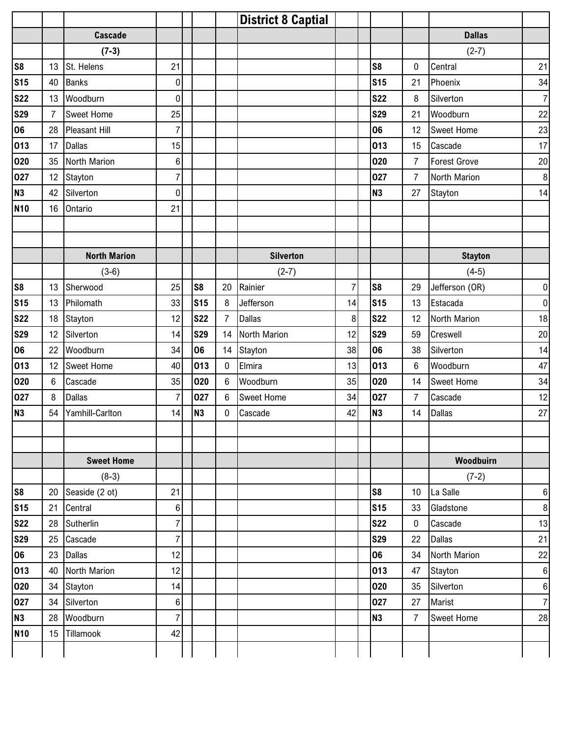# District 8 Captial

| | | | | | | | | | | | | | |
|---|---|---|---|---|---|---|---|---|---|---|---|---|---|
| | | **Cascade** | | | | | | | | | | **Dallas** | |
| | | **(7-3)** | | | | | | | | | | (2-7) | |
| **S8** | 13 | St. Helens | 21 | | | | | | | **S8** | 0 | Central | 21 |
| **S15** | 40 | Banks | 0 | | | | | | | **S15** | 21 | Phoenix | 34 |
| **S22** | 13 | Woodburn | 0 | | | | | | | **S22** | 8 | Silverton | 7 |
| **S29** | 7 | Sweet Home | 25 | | | | | | | **S29** | 21 | Woodburn | 22 |
| **O6** | 28 | Pleasant Hill | 7 | | | | | | | **O6** | 12 | Sweet Home | 23 |
| **O13** | 17 | Dallas | 15 | | | | | | | **O13** | 15 | Cascade | 17 |
| **O20** | 35 | North Marion | 6 | | | | | | | **O20** | 7 | Forest Grove | 20 |
| **O27** | 12 | Stayton | 7 | | | | | | | **O27** | 7 | North Marion | 8 |
| **N3** | 42 | Silverton | 0 | | | | | | | **N3** | 27 | Stayton | 14 |
| **N10** | 16 | Ontario | 21 | | | | | | | | | | |
| | | **North Marion** | | | | | **Silverton** | | | | | **Stayton** | |
| | | (3-6) | | | | | (2-7) | | | | | (4-5) | |
| **S8** | 13 | Sherwood | 25 | | **S8** | 20 | Rainier | 7 | | **S8** | 29 | Jefferson (OR) | 0 |
| **S15** | 13 | Philomath | 33 | | **S15** | 8 | Jefferson | 14 | | **S15** | 13 | Estacada | 0 |
| **S22** | 18 | Stayton | 12 | | **S22** | 7 | Dallas | 8 | | **S22** | 12 | North Marion | 18 |
| **S29** | 12 | Silverton | 14 | | **S29** | 14 | North Marion | 12 | | **S29** | 59 | Creswell | 20 |
| **O6** | 22 | Woodburn | 34 | | **O6** | 14 | Stayton | 38 | | **O6** | 38 | Silverton | 14 |
| **O13** | 12 | Sweet Home | 40 | | **O13** | 0 | Elmira | 13 | | **O13** | 6 | Woodburn | 47 |
| **O20** | 6 | Cascade | 35 | | **O20** | 6 | Woodburn | 35 | | **O20** | 14 | Sweet Home | 34 |
| **O27** | 8 | Dallas | 7 | | **O27** | 6 | Sweet Home | 34 | | **O27** | 7 | Cascade | 12 |
| **N3** | 54 | Yamhill-Carlton | 14 | | **N3** | 0 | Cascade | 42 | | **N3** | 14 | Dallas | 27 |
| | | **Sweet Home** | | | | | | | | | | **Woodbuirn** | |
| | | (8-3) | | | | | | | | | | (7-2) | |
| **S8** | 20 | Seaside (2 ot) | 21 | | | | | | | **S8** | 10 | La Salle | 6 |
| **S15** | 21 | Central | 6 | | | | | | | **S15** | 33 | Gladstone | 8 |
| **S22** | 28 | Sutherlin | 7 | | | | | | | **S22** | 0 | Cascade | 13 |
| **S29** | 25 | Cascade | 7 | | | | | | | **S29** | 22 | Dallas | 21 |
| **O6** | 23 | Dallas | 12 | | | | | | | **O6** | 34 | North Marion | 22 |
| **O13** | 40 | North Marion | 12 | | | | | | | **O13** | 47 | Stayton | 6 |
| **O20** | 34 | Stayton | 14 | | | | | | | **O20** | 35 | Silverton | 6 |
| **O27** | 34 | Silverton | 6 | | | | | | | **O27** | 27 | Marist | 7 |
| **N3** | 28 | Woodburn | 7 | | | | | | | **N3** | 7 | Sweet Home | 28 |
| **N10** | 15 | Tillamook | 42 | | | | | | | | | | |